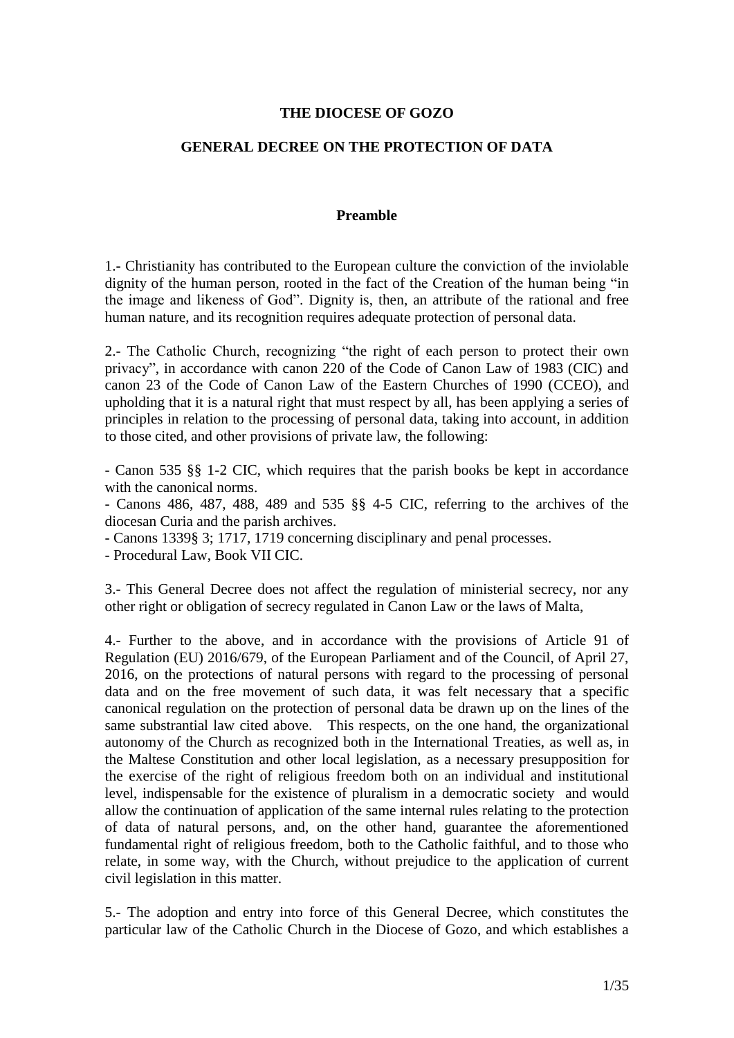# THE DIOCESE OF GOZO

## GENERAL DECREE ON THE PROTECTION OF DATA

### Preamble

1.- Christianity has contributed to the European culture the conviction of the inviolable dignity of the human person, rooted in the fact of the Creation of the human being "in the image and likeness of God". Dignity is, then, an attribute of the rational and free human nature, and its recognition requires adequate protection of personal data.

2.- The Catholic Church, recognizing "the right of each person to protect their own privacy", in accordance with canon 220 of the Code of Canon Law of 1983 (CIC) and canon 23 of the Code of Canon Law of the Eastern Churches of 1990 (CCEO), and upholding that it is a natural right that must respect by all, has been applying a series of principles in relation to the processing of personal data, taking into account, in addition to those cited, and other provisions of private law, the following:

- Canon 535 §§ 1-2 CIC, which requires that the parish books be kept in accordance with the canonical norms.
- Canons 486, 487, 488, 489 and 535 §§ 4-5 CIC, referring to the archives of the diocesan Curia and the parish archives.
- Canons 1339§ 3; 1717, 1719 concerning disciplinary and penal processes.
- Procedural Law, Book VII CIC.

3.- This General Decree does not affect the regulation of ministerial secrecy, nor any other right or obligation of secrecy regulated in Canon Law or the laws of Malta,

4.- Further to the above, and in accordance with the provisions of Article 91 of Regulation (EU) 2016/679, of the European Parliament and of the Council, of April 27, 2016, on the protections of natural persons with regard to the processing of personal data and on the free movement of such data, it was felt necessary that a specific canonical regulation on the protection of personal data be drawn up on the lines of the same substrantial law cited above. This respects, on the one hand, the organizational autonomy of the Church as recognized both in the International Treaties, as well as, in the Maltese Constitution and other local legislation, as a necessary presupposition for the exercise of the right of religious freedom both on an individual and institutional level, indispensable for the existence of pluralism in a democratic society and would allow the continuation of application of the same internal rules relating to the protection of data of natural persons, and, on the other hand, guarantee the aforementioned fundamental right of religious freedom, both to the Catholic faithful, and to those who relate, in some way, with the Church, without prejudice to the application of current civil legislation in this matter.

5.- The adoption and entry into force of this General Decree, which constitutes the particular law of the Catholic Church in the Diocese of Gozo, and which establishes a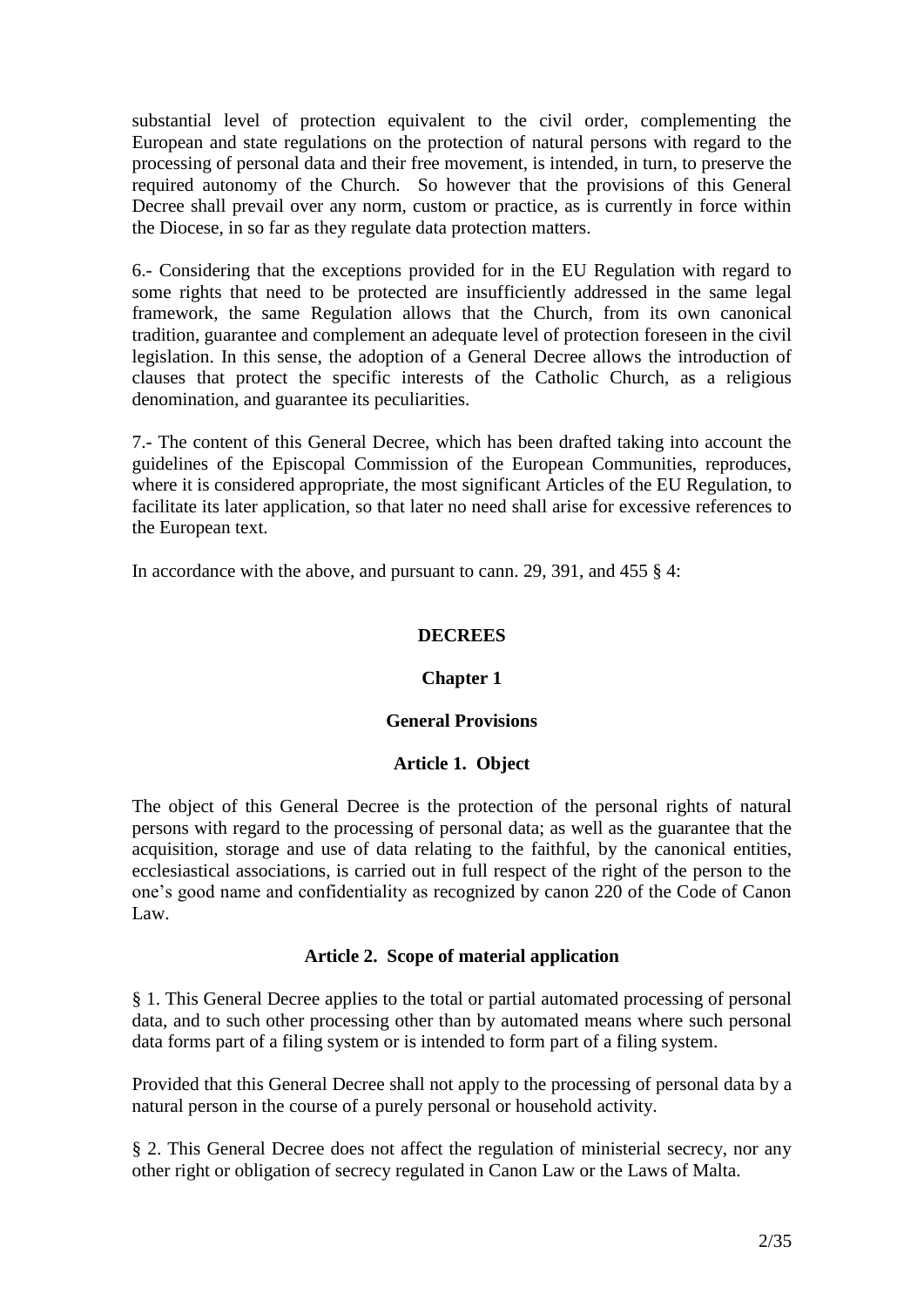substantial level of protection equivalent to the civil order, complementing the European and state regulations on the protection of natural persons with regard to the processing of personal data and their free movement, is intended, in turn, to preserve the required autonomy of the Church. So however that the provisions of this General Decree shall prevail over any norm, custom or practice, as is currently in force within the Diocese, in so far as they regulate data protection matters.

6.- Considering that the exceptions provided for in the EU Regulation with regard to some rights that need to be protected are insufficiently addressed in the same legal framework, the same Regulation allows that the Church, from its own canonical tradition, guarantee and complement an adequate level of protection foreseen in the civil legislation. In this sense, the adoption of a General Decree allows the introduction of clauses that protect the specific interests of the Catholic Church, as a religious denomination, and guarantee its peculiarities.

7.- The content of this General Decree, which has been drafted taking into account the guidelines of the Episcopal Commission of the European Communities, reproduces, where it is considered appropriate, the most significant Articles of the EU Regulation, to facilitate its later application, so that later no need shall arise for excessive references to the European text.

In accordance with the above, and pursuant to cann. 29, 391, and 455 § 4:

**DECREES**

## Chapter 1

## General Provisions

### Article 1. Object

The object of this General Decree is the protection of the personal rights of natural persons with regard to the processing of personal data; as well as the guarantee that the acquisition, storage and use of data relating to the faithful, by the canonical entities, ecclesiastical associations, is carried out in full respect of the right of the person to the one's good name and confidentiality as recognized by canon 220 of the Code of Canon Law.

### Article 2. Scope of material application

§ 1. This General Decree applies to the total or partial automated processing of personal data, and to such other processing other than by automated means where such personal data forms part of a filing system or is intended to form part of a filing system.

Provided that this General Decree shall not apply to the processing of personal data by a natural person in the course of a purely personal or household activity.

§ 2. This General Decree does not affect the regulation of ministerial secrecy, nor any other right or obligation of secrecy regulated in Canon Law or the Laws of Malta.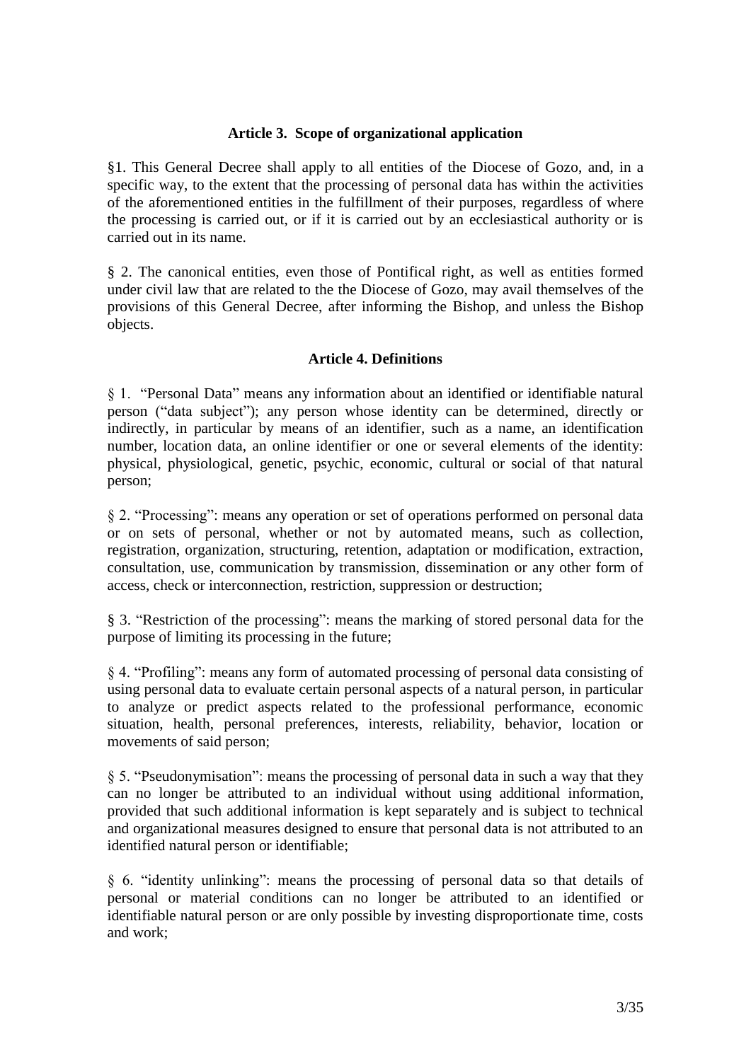### Article 3. Scope of organizational application

§1. This General Decree shall apply to all entities of the Diocese of Gozo, and, in a specific way, to the extent that the processing of personal data has within the activities of the aforementioned entities in the fulfillment of their purposes, regardless of where the processing is carried out, or if it is carried out by an ecclesiastical authority or is carried out in its name.

§ 2. The canonical entities, even those of Pontifical right, as well as entities formed under civil law that are related to the the Diocese of Gozo, may avail themselves of the provisions of this General Decree, after informing the Bishop, and unless the Bishop objects.

### Article 4. Definitions

§ 1. "Personal Data" means any information about an identified or identifiable natural person ("data subject"); any person whose identity can be determined, directly or indirectly, in particular by means of an identifier, such as a name, an identification number, location data, an online identifier or one or several elements of the identity: physical, physiological, genetic, psychic, economic, cultural or social of that natural person;

§ 2. "Processing": means any operation or set of operations performed on personal data or on sets of personal, whether or not by automated means, such as collection, registration, organization, structuring, retention, adaptation or modification, extraction, consultation, use, communication by transmission, dissemination or any other form of access, check or interconnection, restriction, suppression or destruction;

§ 3. "Restriction of the processing": means the marking of stored personal data for the purpose of limiting its processing in the future;

§ 4. "Profiling": means any form of automated processing of personal data consisting of using personal data to evaluate certain personal aspects of a natural person, in particular to analyze or predict aspects related to the professional performance, economic situation, health, personal preferences, interests, reliability, behavior, location or movements of said person;

§ 5. "Pseudonymisation": means the processing of personal data in such a way that they can no longer be attributed to an individual without using additional information, provided that such additional information is kept separately and is subject to technical and organizational measures designed to ensure that personal data is not attributed to an identified natural person or identifiable;

§ 6. "identity unlinking": means the processing of personal data so that details of personal or material conditions can no longer be attributed to an identified or identifiable natural person or are only possible by investing disproportionate time, costs and work;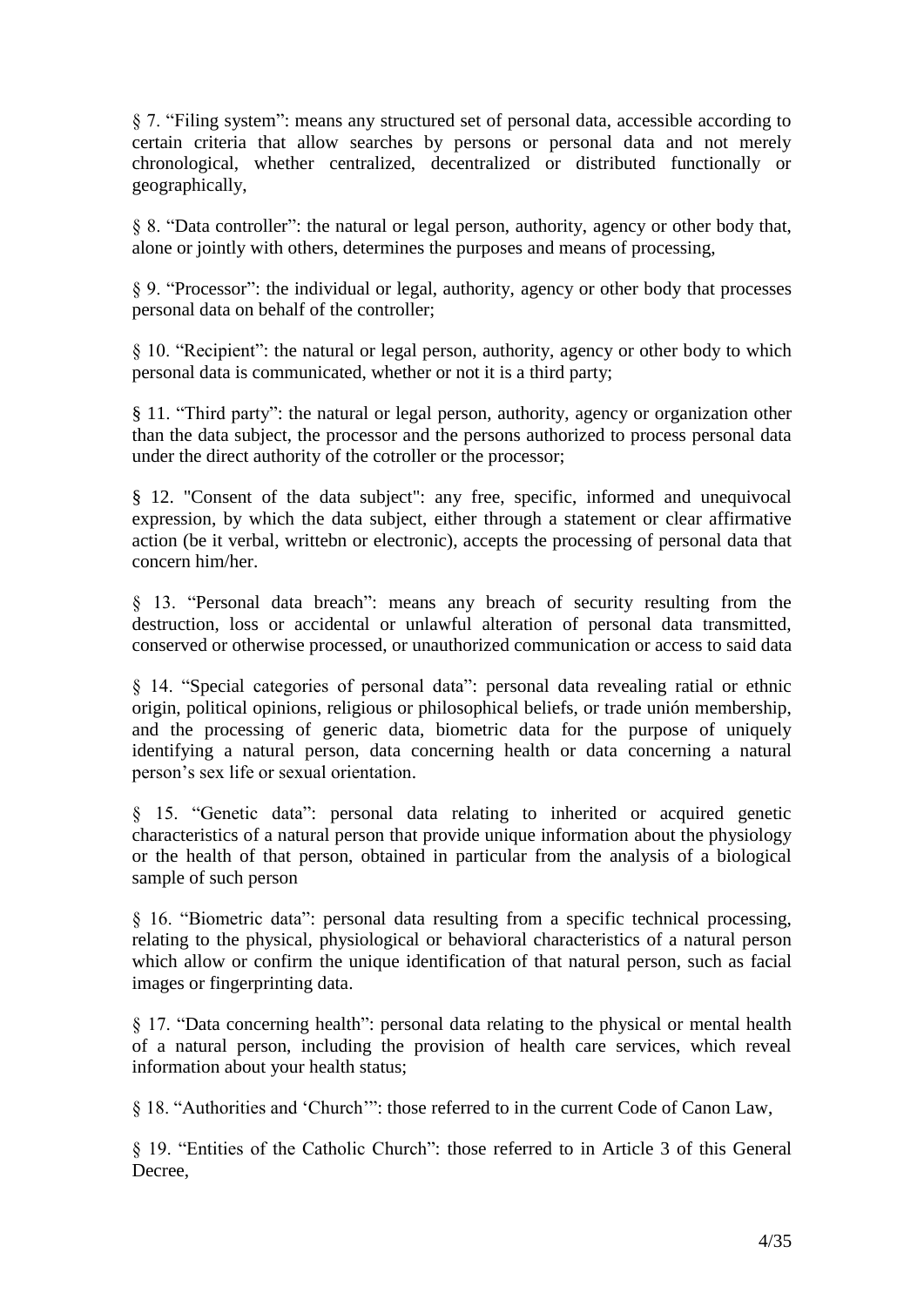§ 7. "Filing system": means any structured set of personal data, accessible according to certain criteria that allow searches by persons or personal data and not merely chronological, whether centralized, decentralized or distributed functionally or geographically,

§ 8. "Data controller": the natural or legal person, authority, agency or other body that, alone or jointly with others, determines the purposes and means of processing,

§ 9. "Processor": the individual or legal, authority, agency or other body that processes personal data on behalf of the controller;

§ 10. "Recipient": the natural or legal person, authority, agency or other body to which personal data is communicated, whether or not it is a third party;

§ 11. "Third party": the natural or legal person, authority, agency or organization other than the data subject, the processor and the persons authorized to process personal data under the direct authority of the cotroller or the processor;

§ 12. "Consent of the data subject": any free, specific, informed and unequivocal expression, by which the data subject, either through a statement or clear affirmative action (be it verbal, writtebn or electronic), accepts the processing of personal data that concern him/her.

§ 13. "Personal data breach": means any breach of security resulting from the destruction, loss or accidental or unlawful alteration of personal data transmitted, conserved or otherwise processed, or unauthorized communication or access to said data

§ 14. "Special categories of personal data": personal data revealing ratial or ethnic origin, political opinions, religious or philosophical beliefs, or trade unión membership, and the processing of generic data, biometric data for the purpose of uniquely identifying a natural person, data concerning health or data concerning a natural person's sex life or sexual orientation.

§ 15. "Genetic data": personal data relating to inherited or acquired genetic characteristics of a natural person that provide unique information about the physiology or the health of that person, obtained in particular from the analysis of a biological sample of such person

§ 16. "Biometric data": personal data resulting from a specific technical processing, relating to the physical, physiological or behavioral characteristics of a natural person which allow or confirm the unique identification of that natural person, such as facial images or fingerprinting data.

§ 17. "Data concerning health": personal data relating to the physical or mental health of a natural person, including the provision of health care services, which reveal information about your health status;

§ 18. "Authorities and 'Church'": those referred to in the current Code of Canon Law,

§ 19. "Entities of the Catholic Church": those referred to in Article 3 of this General Decree,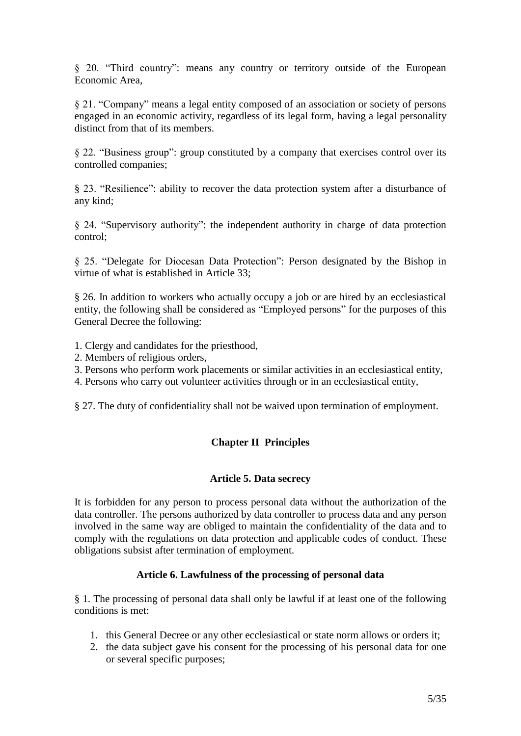§ 20. "Third country": means any country or territory outside of the European Economic Area,

§ 21. "Company" means a legal entity composed of an association or society of persons engaged in an economic activity, regardless of its legal form, having a legal personality distinct from that of its members.

§ 22. "Business group": group constituted by a company that exercises control over its controlled companies;

§ 23. "Resilience": ability to recover the data protection system after a disturbance of any kind;

§ 24. "Supervisory authority": the independent authority in charge of data protection control;

§ 25. "Delegate for Diocesan Data Protection": Person designated by the Bishop in virtue of what is established in Article 33;

§ 26. In addition to workers who actually occupy a job or are hired by an ecclesiastical entity, the following shall be considered as "Employed persons" for the purposes of this General Decree the following:

1. Clergy and candidates for the priesthood,
2. Members of religious orders,
3. Persons who perform work placements or similar activities in an ecclesiastical entity,
4. Persons who carry out volunteer activities through or in an ecclesiastical entity,

§ 27. The duty of confidentiality shall not be waived upon termination of employment.

## Chapter II Principles

### Article 5. Data secrecy

It is forbidden for any person to process personal data without the authorization of the data controller. The persons authorized by data controller to process data and any person involved in the same way are obliged to maintain the confidentiality of the data and to comply with the regulations on data protection and applicable codes of conduct. These obligations subsist after termination of employment.

### Article 6. Lawfulness of the processing of personal data

§ 1. The processing of personal data shall only be lawful if at least one of the following conditions is met:

1. this General Decree or any other ecclesiastical or state norm allows or orders it;
2. the data subject gave his consent for the processing of his personal data for one or several specific purposes;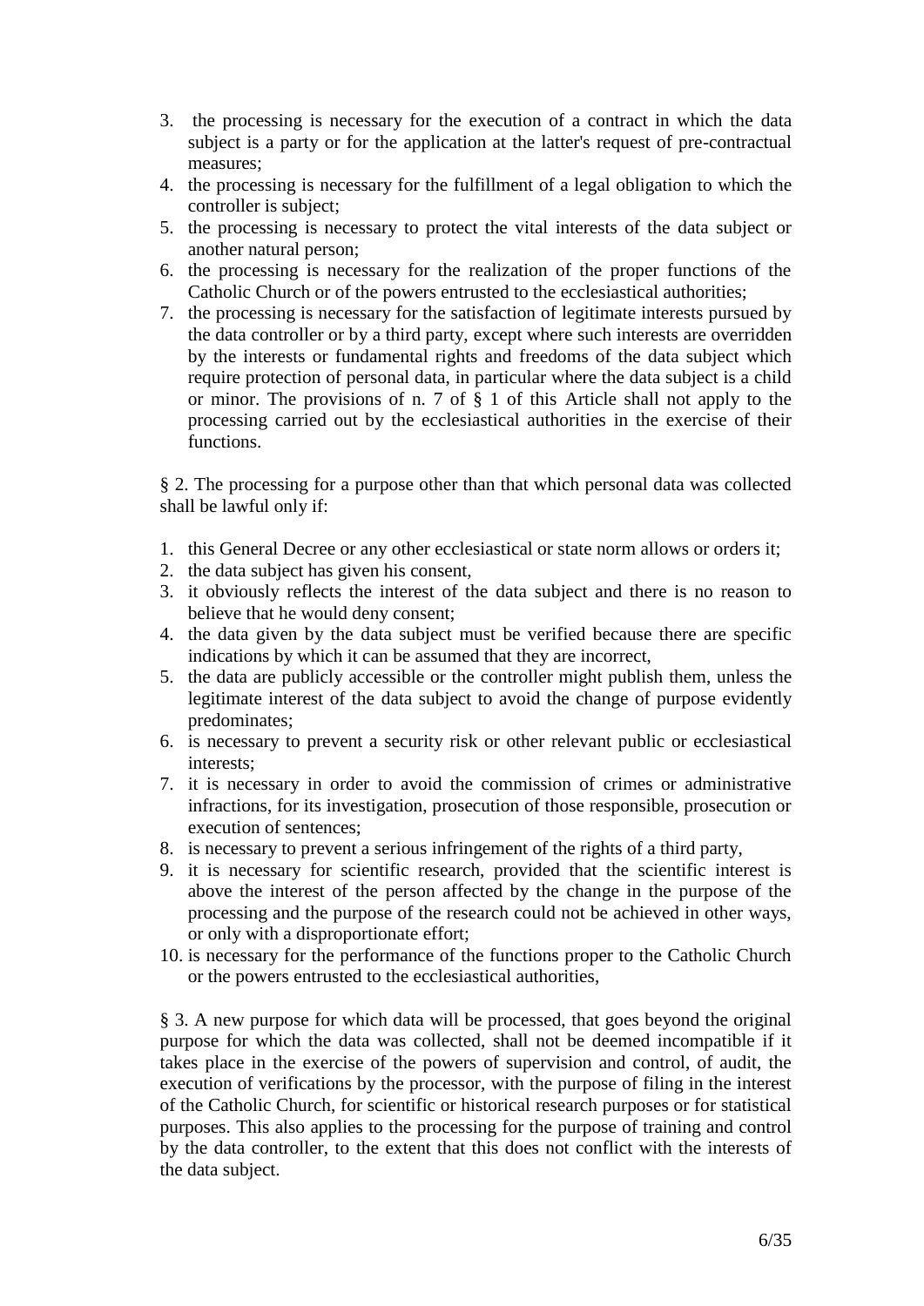3. the processing is necessary for the execution of a contract in which the data subject is a party or for the application at the latter's request of pre-contractual measures;
4. the processing is necessary for the fulfillment of a legal obligation to which the controller is subject;
5. the processing is necessary to protect the vital interests of the data subject or another natural person;
6. the processing is necessary for the realization of the proper functions of the Catholic Church or of the powers entrusted to the ecclesiastical authorities;
7. the processing is necessary for the satisfaction of legitimate interests pursued by the data controller or by a third party, except where such interests are overridden by the interests or fundamental rights and freedoms of the data subject which require protection of personal data, in particular where the data subject is a child or minor. The provisions of n. 7 of § 1 of this Article shall not apply to the processing carried out by the ecclesiastical authorities in the exercise of their functions.

§ 2. The processing for a purpose other than that which personal data was collected shall be lawful only if:

1. this General Decree or any other ecclesiastical or state norm allows or orders it;
2. the data subject has given his consent,
3. it obviously reflects the interest of the data subject and there is no reason to believe that he would deny consent;
4. the data given by the data subject must be verified because there are specific indications by which it can be assumed that they are incorrect,
5. the data are publicly accessible or the controller might publish them, unless the legitimate interest of the data subject to avoid the change of purpose evidently predominates;
6. is necessary to prevent a security risk or other relevant public or ecclesiastical interests;
7. it is necessary in order to avoid the commission of crimes or administrative infractions, for its investigation, prosecution of those responsible, prosecution or execution of sentences;
8. is necessary to prevent a serious infringement of the rights of a third party,
9. it is necessary for scientific research, provided that the scientific interest is above the interest of the person affected by the change in the purpose of the processing and the purpose of the research could not be achieved in other ways, or only with a disproportionate effort;
10. is necessary for the performance of the functions proper to the Catholic Church or the powers entrusted to the ecclesiastical authorities,

§ 3. A new purpose for which data will be processed, that goes beyond the original purpose for which the data was collected, shall not be deemed incompatible if it takes place in the exercise of the powers of supervision and control, of audit, the execution of verifications by the processor, with the purpose of filing in the interest of the Catholic Church, for scientific or historical research purposes or for statistical purposes. This also applies to the processing for the purpose of training and control by the data controller, to the extent that this does not conflict with the interests of the data subject.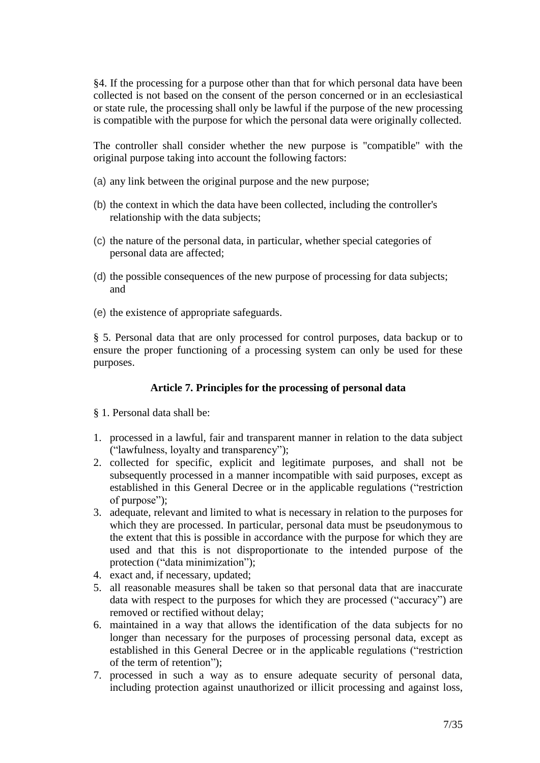§4. If the processing for a purpose other than that for which personal data have been collected is not based on the consent of the person concerned or in an ecclesiastical or state rule, the processing shall only be lawful if the purpose of the new processing is compatible with the purpose for which the personal data were originally collected.

The controller shall consider whether the new purpose is "compatible" with the original purpose taking into account the following factors:

(a) any link between the original purpose and the new purpose;

(b) the context in which the data have been collected, including the controller's relationship with the data subjects;

(c) the nature of the personal data, in particular, whether special categories of personal data are affected;

(d) the possible consequences of the new purpose of processing for data subjects; and

(e) the existence of appropriate safeguards.

§ 5. Personal data that are only processed for control purposes, data backup or to ensure the proper functioning of a processing system can only be used for these purposes.

### Article 7. Principles for the processing of personal data

§ 1. Personal data shall be:

1. processed in a lawful, fair and transparent manner in relation to the data subject ("lawfulness, loyalty and transparency");
2. collected for specific, explicit and legitimate purposes, and shall not be subsequently processed in a manner incompatible with said purposes, except as established in this General Decree or in the applicable regulations ("restriction of purpose");
3. adequate, relevant and limited to what is necessary in relation to the purposes for which they are processed. In particular, personal data must be pseudonymous to the extent that this is possible in accordance with the purpose for which they are used and that this is not disproportionate to the intended purpose of the protection ("data minimization");
4. exact and, if necessary, updated;
5. all reasonable measures shall be taken so that personal data that are inaccurate data with respect to the purposes for which they are processed ("accuracy") are removed or rectified without delay;
6. maintained in a way that allows the identification of the data subjects for no longer than necessary for the purposes of processing personal data, except as established in this General Decree or in the applicable regulations ("restriction of the term of retention");
7. processed in such a way as to ensure adequate security of personal data, including protection against unauthorized or illicit processing and against loss,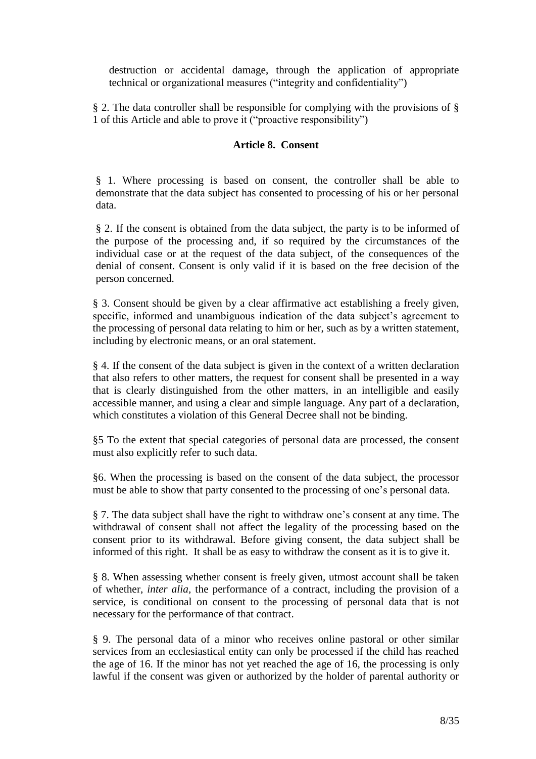destruction or accidental damage, through the application of appropriate technical or organizational measures ("integrity and confidentiality")

§ 2. The data controller shall be responsible for complying with the provisions of § 1 of this Article and able to prove it ("proactive responsibility")

### Article 8. Consent

§ 1. Where processing is based on consent, the controller shall be able to demonstrate that the data subject has consented to processing of his or her personal data.

§ 2. If the consent is obtained from the data subject, the party is to be informed of the purpose of the processing and, if so required by the circumstances of the individual case or at the request of the data subject, of the consequences of the denial of consent. Consent is only valid if it is based on the free decision of the person concerned.

§ 3. Consent should be given by a clear affirmative act establishing a freely given, specific, informed and unambiguous indication of the data subject's agreement to the processing of personal data relating to him or her, such as by a written statement, including by electronic means, or an oral statement.

§ 4. If the consent of the data subject is given in the context of a written declaration that also refers to other matters, the request for consent shall be presented in a way that is clearly distinguished from the other matters, in an intelligible and easily accessible manner, and using a clear and simple language. Any part of a declaration, which constitutes a violation of this General Decree shall not be binding.

§5 To the extent that special categories of personal data are processed, the consent must also explicitly refer to such data.

§6. When the processing is based on the consent of the data subject, the processor must be able to show that party consented to the processing of one's personal data.

§ 7. The data subject shall have the right to withdraw one's consent at any time. The withdrawal of consent shall not affect the legality of the processing based on the consent prior to its withdrawal. Before giving consent, the data subject shall be informed of this right. It shall be as easy to withdraw the consent as it is to give it.

§ 8. When assessing whether consent is freely given, utmost account shall be taken of whether, *inter alia*, the performance of a contract, including the provision of a service, is conditional on consent to the processing of personal data that is not necessary for the performance of that contract.

§ 9. The personal data of a minor who receives online pastoral or other similar services from an ecclesiastical entity can only be processed if the child has reached the age of 16. If the minor has not yet reached the age of 16, the processing is only lawful if the consent was given or authorized by the holder of parental authority or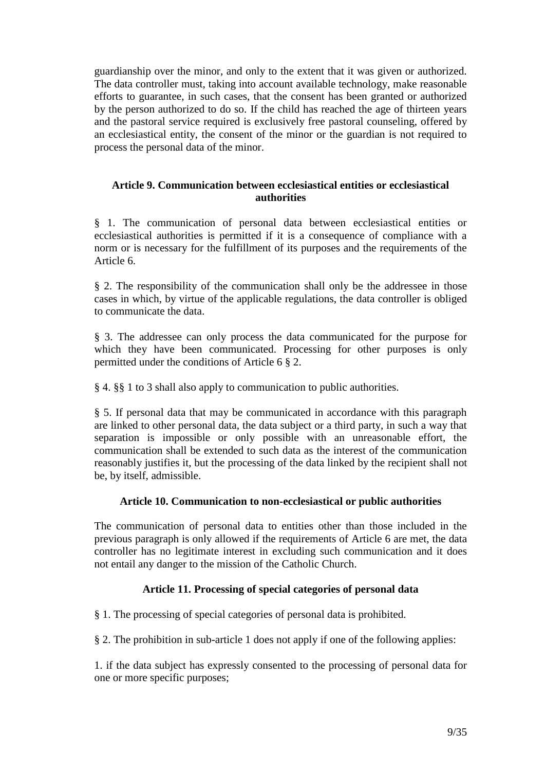guardianship over the minor, and only to the extent that it was given or authorized. The data controller must, taking into account available technology, make reasonable efforts to guarantee, in such cases, that the consent has been granted or authorized by the person authorized to do so. If the child has reached the age of thirteen years and the pastoral service required is exclusively free pastoral counseling, offered by an ecclesiastical entity, the consent of the minor or the guardian is not required to process the personal data of the minor.

### Article 9. Communication between ecclesiastical entities or ecclesiastical authorities

§ 1. The communication of personal data between ecclesiastical entities or ecclesiastical authorities is permitted if it is a consequence of compliance with a norm or is necessary for the fulfillment of its purposes and the requirements of the Article 6.

§ 2. The responsibility of the communication shall only be the addressee in those cases in which, by virtue of the applicable regulations, the data controller is obliged to communicate the data.

§ 3. The addressee can only process the data communicated for the purpose for which they have been communicated. Processing for other purposes is only permitted under the conditions of Article 6 § 2.

§ 4. §§ 1 to 3 shall also apply to communication to public authorities.

§ 5. If personal data that may be communicated in accordance with this paragraph are linked to other personal data, the data subject or a third party, in such a way that separation is impossible or only possible with an unreasonable effort, the communication shall be extended to such data as the interest of the communication reasonably justifies it, but the processing of the data linked by the recipient shall not be, by itself, admissible.

### Article 10. Communication to non-ecclesiastical or public authorities

The communication of personal data to entities other than those included in the previous paragraph is only allowed if the requirements of Article 6 are met, the data controller has no legitimate interest in excluding such communication and it does not entail any danger to the mission of the Catholic Church.

### Article 11. Processing of special categories of personal data

§ 1. The processing of special categories of personal data is prohibited.

§ 2. The prohibition in sub-article 1 does not apply if one of the following applies:

1. if the data subject has expressly consented to the processing of personal data for one or more specific purposes;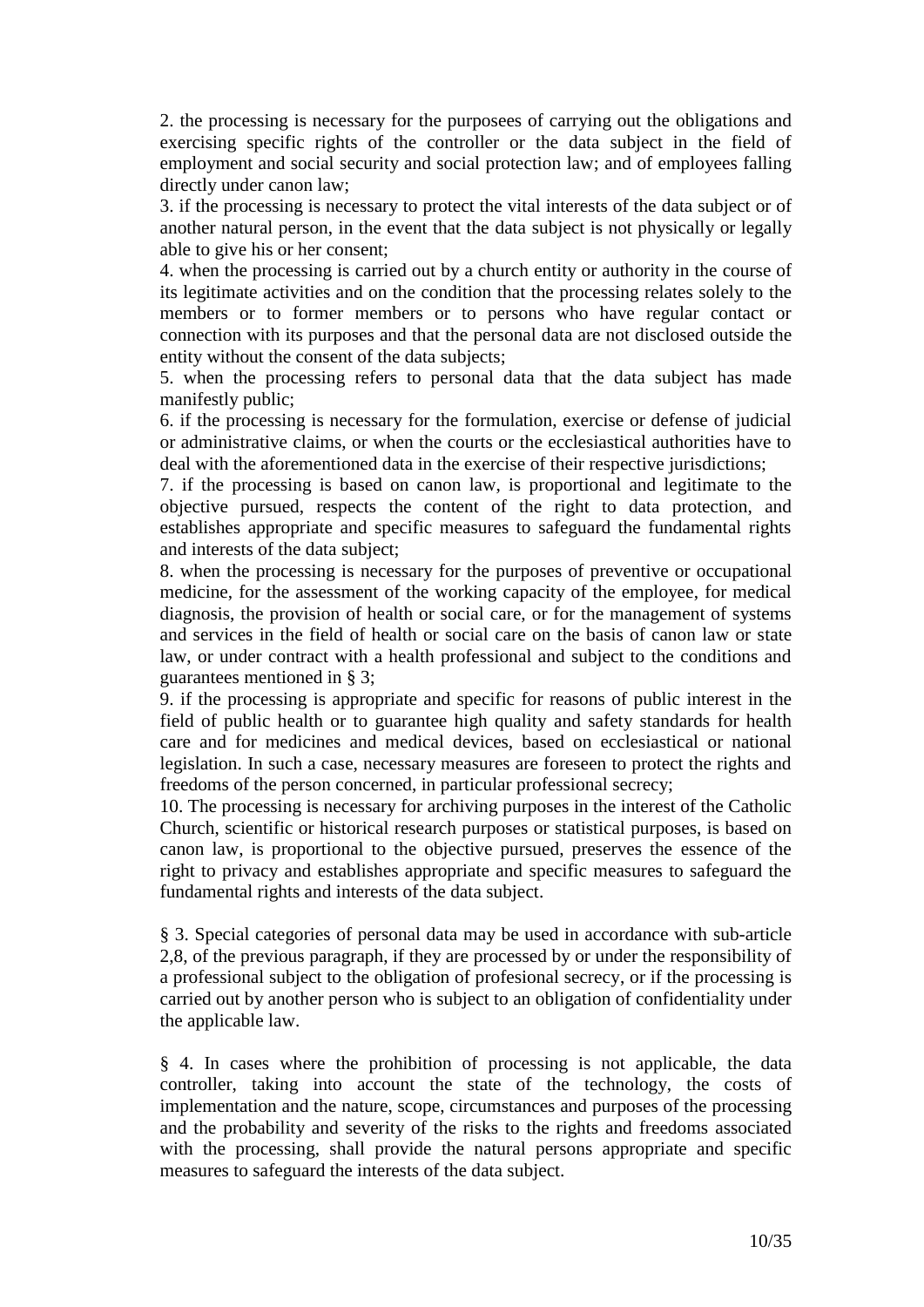2. the processing is necessary for the purposees of carrying out the obligations and exercising specific rights of the controller or the data subject in the field of employment and social security and social protection law; and of employees falling directly under canon law;

3. if the processing is necessary to protect the vital interests of the data subject or of another natural person, in the event that the data subject is not physically or legally able to give his or her consent;

4. when the processing is carried out by a church entity or authority in the course of its legitimate activities and on the condition that the processing relates solely to the members or to former members or to persons who have regular contact or connection with its purposes and that the personal data are not disclosed outside the entity without the consent of the data subjects;

5. when the processing refers to personal data that the data subject has made manifestly public;

6. if the processing is necessary for the formulation, exercise or defense of judicial or administrative claims, or when the courts or the ecclesiastical authorities have to deal with the aforementioned data in the exercise of their respective jurisdictions;

7. if the processing is based on canon law, is proportional and legitimate to the objective pursued, respects the content of the right to data protection, and establishes appropriate and specific measures to safeguard the fundamental rights and interests of the data subject;

8. when the processing is necessary for the purposes of preventive or occupational medicine, for the assessment of the working capacity of the employee, for medical diagnosis, the provision of health or social care, or for the management of systems and services in the field of health or social care on the basis of canon law or state law, or under contract with a health professional and subject to the conditions and guarantees mentioned in § 3;

9. if the processing is appropriate and specific for reasons of public interest in the field of public health or to guarantee high quality and safety standards for health care and for medicines and medical devices, based on ecclesiastical or national legislation. In such a case, necessary measures are foreseen to protect the rights and freedoms of the person concerned, in particular professional secrecy;

10. The processing is necessary for archiving purposes in the interest of the Catholic Church, scientific or historical research purposes or statistical purposes, is based on canon law, is proportional to the objective pursued, preserves the essence of the right to privacy and establishes appropriate and specific measures to safeguard the fundamental rights and interests of the data subject.

§ 3. Special categories of personal data may be used in accordance with sub-article 2,8, of the previous paragraph, if they are processed by or under the responsibility of a professional subject to the obligation of profesional secrecy, or if the processing is carried out by another person who is subject to an obligation of confidentiality under the applicable law.

§ 4. In cases where the prohibition of processing is not applicable, the data controller, taking into account the state of the technology, the costs of implementation and the nature, scope, circumstances and purposes of the processing and the probability and severity of the risks to the rights and freedoms associated with the processing, shall provide the natural persons appropriate and specific measures to safeguard the interests of the data subject.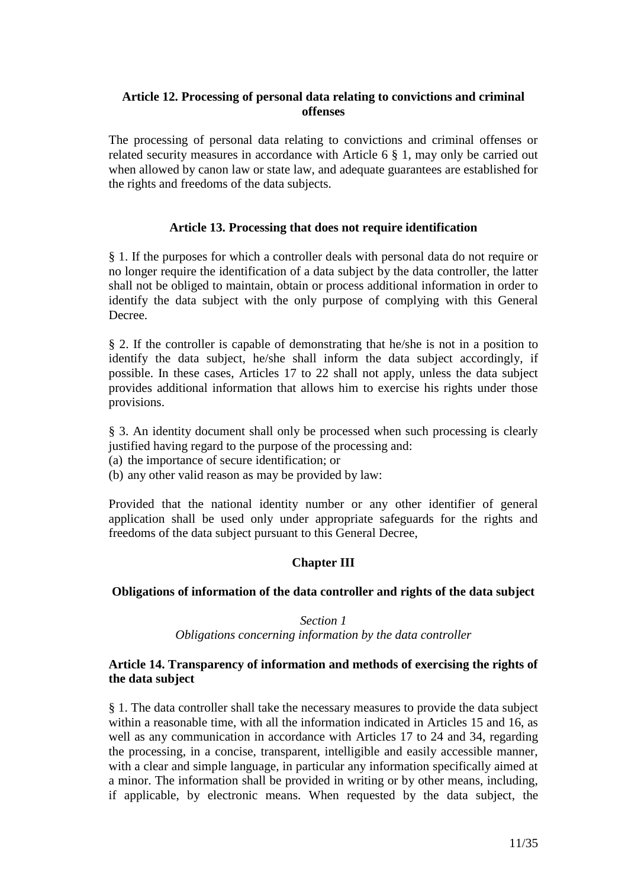### Article 12. Processing of personal data relating to convictions and criminal offenses

The processing of personal data relating to convictions and criminal offenses or related security measures in accordance with Article 6 § 1, may only be carried out when allowed by canon law or state law, and adequate guarantees are established for the rights and freedoms of the data subjects.

### Article 13. Processing that does not require identification

§ 1. If the purposes for which a controller deals with personal data do not require or no longer require the identification of a data subject by the data controller, the latter shall not be obliged to maintain, obtain or process additional information in order to identify the data subject with the only purpose of complying with this General Decree.

§ 2. If the controller is capable of demonstrating that he/she is not in a position to identify the data subject, he/she shall inform the data subject accordingly, if possible. In these cases, Articles 17 to 22 shall not apply, unless the data subject provides additional information that allows him to exercise his rights under those provisions.

§ 3. An identity document shall only be processed when such processing is clearly justified having regard to the purpose of the processing and:

(a) the importance of secure identification; or
(b) any other valid reason as may be provided by law:

Provided that the national identity number or any other identifier of general application shall be used only under appropriate safeguards for the rights and freedoms of the data subject pursuant to this General Decree,

## Chapter III

## Obligations of information of the data controller and rights of the data subject

*Section 1*
*Obligations concerning information by the data controller*

### Article 14. Transparency of information and methods of exercising the rights of the data subject

§ 1. The data controller shall take the necessary measures to provide the data subject within a reasonable time, with all the information indicated in Articles 15 and 16, as well as any communication in accordance with Articles 17 to 24 and 34, regarding the processing, in a concise, transparent, intelligible and easily accessible manner, with a clear and simple language, in particular any information specifically aimed at a minor. The information shall be provided in writing or by other means, including, if applicable, by electronic means. When requested by the data subject, the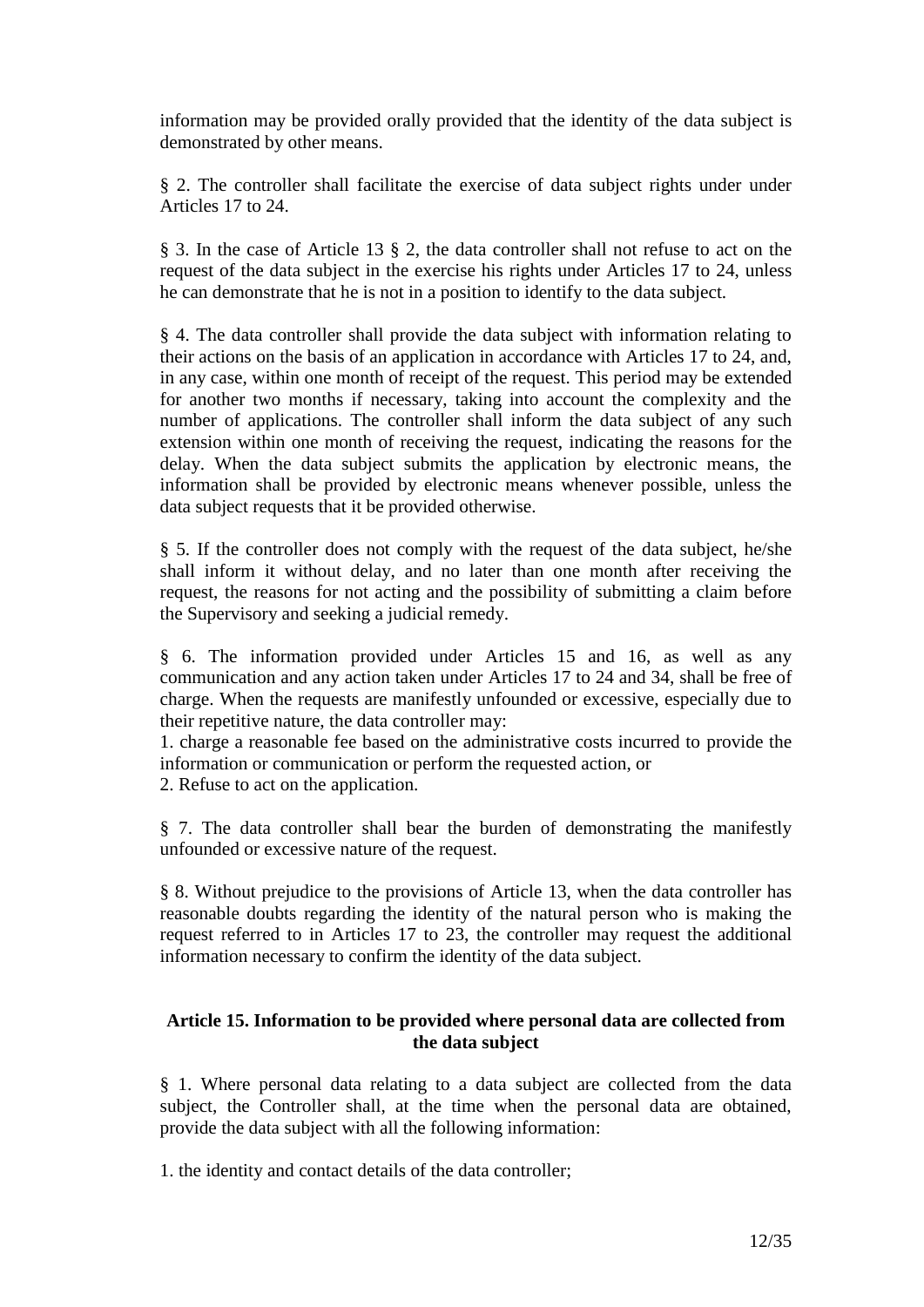information may be provided orally provided that the identity of the data subject is demonstrated by other means.

§ 2. The controller shall facilitate the exercise of data subject rights under under Articles 17 to 24.

§ 3. In the case of Article 13 § 2, the data controller shall not refuse to act on the request of the data subject in the exercise his rights under Articles 17 to 24, unless he can demonstrate that he is not in a position to identify to the data subject.

§ 4. The data controller shall provide the data subject with information relating to their actions on the basis of an application in accordance with Articles 17 to 24, and, in any case, within one month of receipt of the request. This period may be extended for another two months if necessary, taking into account the complexity and the number of applications. The controller shall inform the data subject of any such extension within one month of receiving the request, indicating the reasons for the delay. When the data subject submits the application by electronic means, the information shall be provided by electronic means whenever possible, unless the data subject requests that it be provided otherwise.

§ 5. If the controller does not comply with the request of the data subject, he/she shall inform it without delay, and no later than one month after receiving the request, the reasons for not acting and the possibility of submitting a claim before the Supervisory and seeking a judicial remedy.

§ 6. The information provided under Articles 15 and 16, as well as any communication and any action taken under Articles 17 to 24 and 34, shall be free of charge. When the requests are manifestly unfounded or excessive, especially due to their repetitive nature, the data controller may:

1. charge a reasonable fee based on the administrative costs incurred to provide the information or communication or perform the requested action, or
2. Refuse to act on the application.

§ 7. The data controller shall bear the burden of demonstrating the manifestly unfounded or excessive nature of the request.

§ 8. Without prejudice to the provisions of Article 13, when the data controller has reasonable doubts regarding the identity of the natural person who is making the request referred to in Articles 17 to 23, the controller may request the additional information necessary to confirm the identity of the data subject.

### Article 15. Information to be provided where personal data are collected from the data subject

§ 1. Where personal data relating to a data subject are collected from the data subject, the Controller shall, at the time when the personal data are obtained, provide the data subject with all the following information:

1. the identity and contact details of the data controller;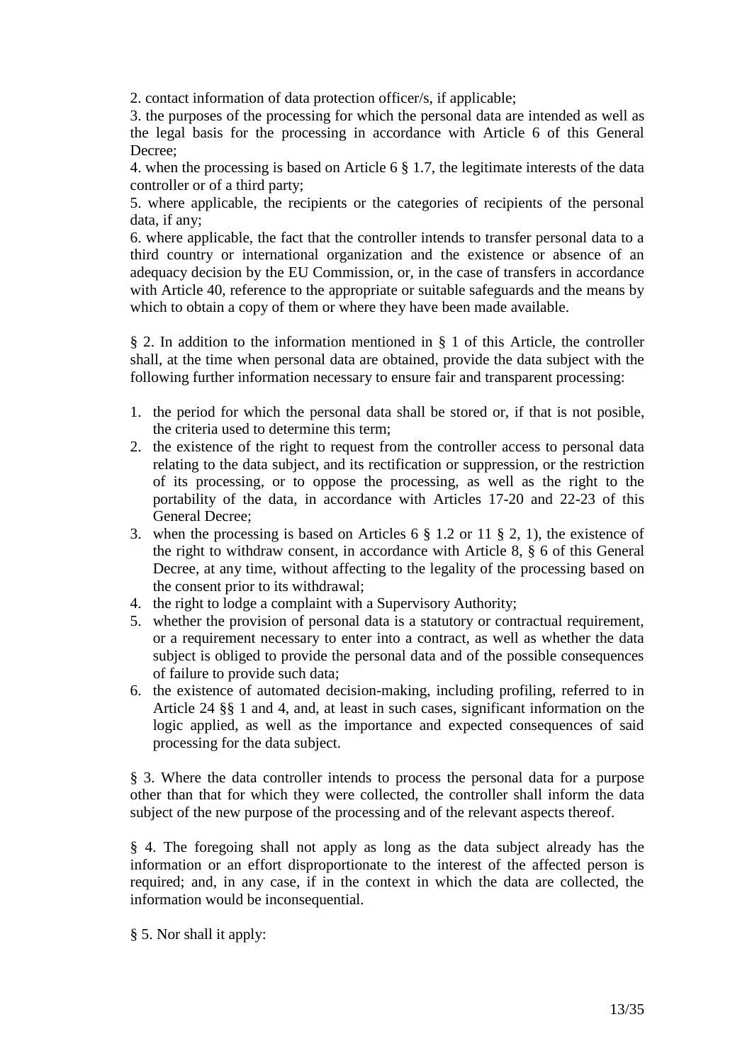2. contact information of data protection officer/s, if applicable;

3. the purposes of the processing for which the personal data are intended as well as the legal basis for the processing in accordance with Article 6 of this General Decree;

4. when the processing is based on Article 6 § 1.7, the legitimate interests of the data controller or of a third party;

5. where applicable, the recipients or the categories of recipients of the personal data, if any;

6. where applicable, the fact that the controller intends to transfer personal data to a third country or international organization and the existence or absence of an adequacy decision by the EU Commission, or, in the case of transfers in accordance with Article 40, reference to the appropriate or suitable safeguards and the means by which to obtain a copy of them or where they have been made available.

§ 2. In addition to the information mentioned in § 1 of this Article, the controller shall, at the time when personal data are obtained, provide the data subject with the following further information necessary to ensure fair and transparent processing:

1. the period for which the personal data shall be stored or, if that is not posible, the criteria used to determine this term;
2. the existence of the right to request from the controller access to personal data relating to the data subject, and its rectification or suppression, or the restriction of its processing, or to oppose the processing, as well as the right to the portability of the data, in accordance with Articles 17-20 and 22-23 of this General Decree;
3. when the processing is based on Articles 6 § 1.2 or 11 § 2, 1), the existence of the right to withdraw consent, in accordance with Article 8, § 6 of this General Decree, at any time, without affecting to the legality of the processing based on the consent prior to its withdrawal;
4. the right to lodge a complaint with a Supervisory Authority;
5. whether the provision of personal data is a statutory or contractual requirement, or a requirement necessary to enter into a contract, as well as whether the data subject is obliged to provide the personal data and of the possible consequences of failure to provide such data;
6. the existence of automated decision-making, including profiling, referred to in Article 24 §§ 1 and 4, and, at least in such cases, significant information on the logic applied, as well as the importance and expected consequences of said processing for the data subject.

§ 3. Where the data controller intends to process the personal data for a purpose other than that for which they were collected, the controller shall inform the data subject of the new purpose of the processing and of the relevant aspects thereof.

§ 4. The foregoing shall not apply as long as the data subject already has the information or an effort disproportionate to the interest of the affected person is required; and, in any case, if in the context in which the data are collected, the information would be inconsequential.

§ 5. Nor shall it apply: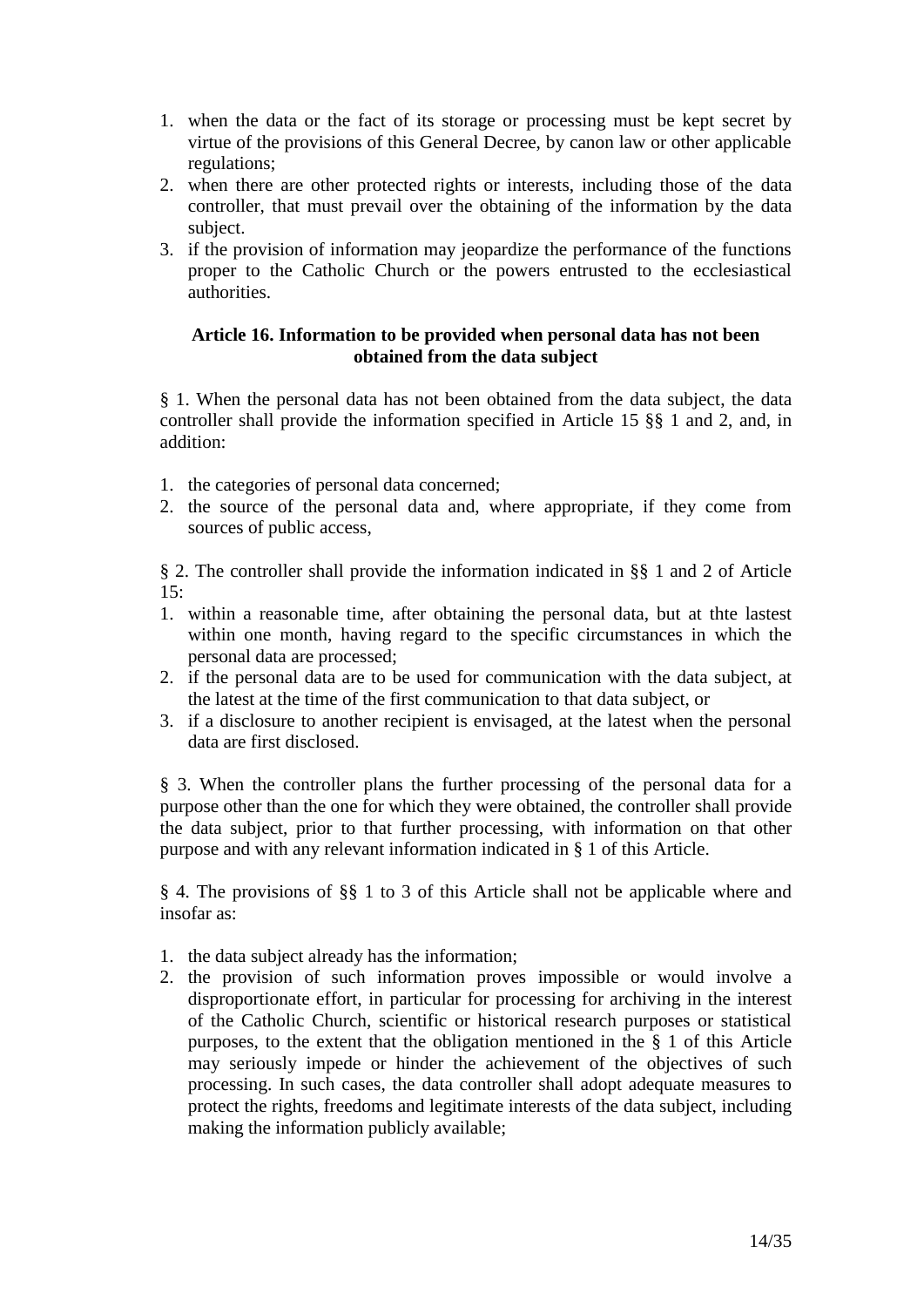1. when the data or the fact of its storage or processing must be kept secret by virtue of the provisions of this General Decree, by canon law or other applicable regulations;
2. when there are other protected rights or interests, including those of the data controller, that must prevail over the obtaining of the information by the data subject.
3. if the provision of information may jeopardize the performance of the functions proper to the Catholic Church or the powers entrusted to the ecclesiastical authorities.

**Article 16. Information to be provided when personal data has not been obtained from the data subject**

§ 1. When the personal data has not been obtained from the data subject, the data controller shall provide the information specified in Article 15 §§ 1 and 2, and, in addition:

1. the categories of personal data concerned;
2. the source of the personal data and, where appropriate, if they come from sources of public access,

§ 2. The controller shall provide the information indicated in §§ 1 and 2 of Article 15:

1. within a reasonable time, after obtaining the personal data, but at thte lastest within one month, having regard to the specific circumstances in which the personal data are processed;
2. if the personal data are to be used for communication with the data subject, at the latest at the time of the first communication to that data subject, or
3. if a disclosure to another recipient is envisaged, at the latest when the personal data are first disclosed.

§ 3. When the controller plans the further processing of the personal data for a purpose other than the one for which they were obtained, the controller shall provide the data subject, prior to that further processing, with information on that other purpose and with any relevant information indicated in § 1 of this Article.

§ 4. The provisions of §§ 1 to 3 of this Article shall not be applicable where and insofar as:

1. the data subject already has the information;
2. the provision of such information proves impossible or would involve a disproportionate effort, in particular for processing for archiving in the interest of the Catholic Church, scientific or historical research purposes or statistical purposes, to the extent that the obligation mentioned in the § 1 of this Article may seriously impede or hinder the achievement of the objectives of such processing. In such cases, the data controller shall adopt adequate measures to protect the rights, freedoms and legitimate interests of the data subject, including making the information publicly available;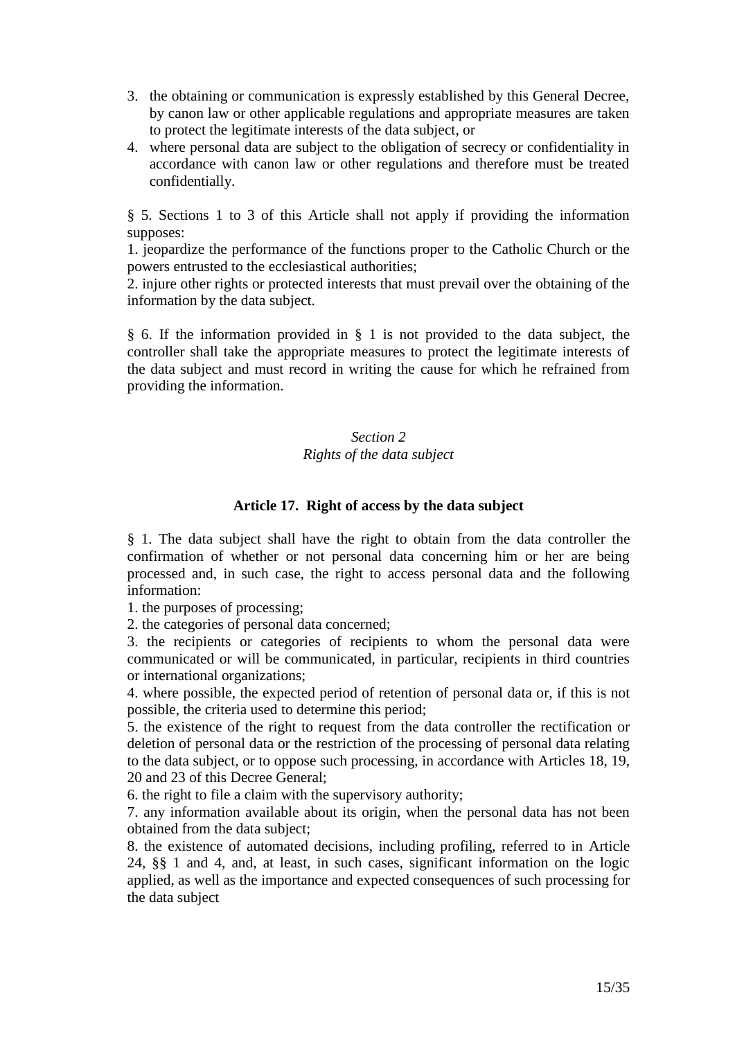3. the obtaining or communication is expressly established by this General Decree, by canon law or other applicable regulations and appropriate measures are taken to protect the legitimate interests of the data subject, or
4. where personal data are subject to the obligation of secrecy or confidentiality in accordance with canon law or other regulations and therefore must be treated confidentially.

§ 5. Sections 1 to 3 of this Article shall not apply if providing the information supposes:
1. jeopardize the performance of the functions proper to the Catholic Church or the powers entrusted to the ecclesiastical authorities;
2. injure other rights or protected interests that must prevail over the obtaining of the information by the data subject.

§ 6. If the information provided in § 1 is not provided to the data subject, the controller shall take the appropriate measures to protect the legitimate interests of the data subject and must record in writing the cause for which he refrained from providing the information.

*Section 2*
*Rights of the data subject*

### Article 17. Right of access by the data subject

§ 1. The data subject shall have the right to obtain from the data controller the confirmation of whether or not personal data concerning him or her are being processed and, in such case, the right to access personal data and the following information:
1. the purposes of processing;
2. the categories of personal data concerned;
3. the recipients or categories of recipients to whom the personal data were communicated or will be communicated, in particular, recipients in third countries or international organizations;
4. where possible, the expected period of retention of personal data or, if this is not possible, the criteria used to determine this period;
5. the existence of the right to request from the data controller the rectification or deletion of personal data or the restriction of the processing of personal data relating to the data subject, or to oppose such processing, in accordance with Articles 18, 19, 20 and 23 of this Decree General;
6. the right to file a claim with the supervisory authority;
7. any information available about its origin, when the personal data has not been obtained from the data subject;
8. the existence of automated decisions, including profiling, referred to in Article 24, §§ 1 and 4, and, at least, in such cases, significant information on the logic applied, as well as the importance and expected consequences of such processing for the data subject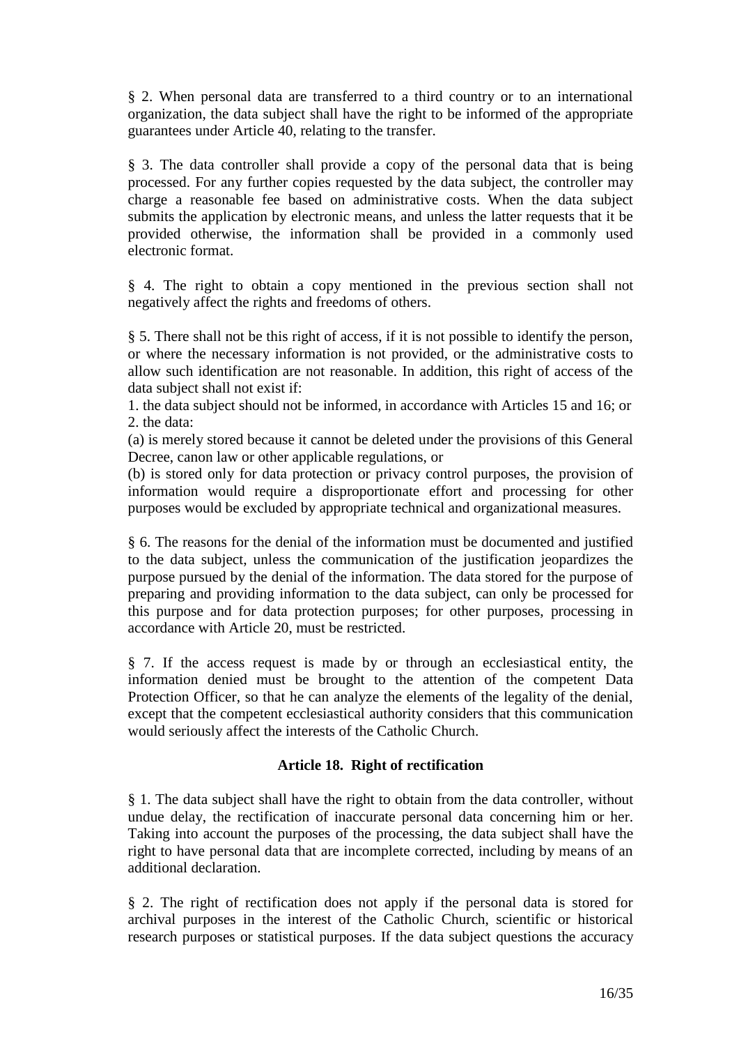§ 2. When personal data are transferred to a third country or to an international organization, the data subject shall have the right to be informed of the appropriate guarantees under Article 40, relating to the transfer.

§ 3. The data controller shall provide a copy of the personal data that is being processed. For any further copies requested by the data subject, the controller may charge a reasonable fee based on administrative costs. When the data subject submits the application by electronic means, and unless the latter requests that it be provided otherwise, the information shall be provided in a commonly used electronic format.

§ 4. The right to obtain a copy mentioned in the previous section shall not negatively affect the rights and freedoms of others.

§ 5. There shall not be this right of access, if it is not possible to identify the person, or where the necessary information is not provided, or the administrative costs to allow such identification are not reasonable. In addition, this right of access of the data subject shall not exist if:

1. the data subject should not be informed, in accordance with Articles 15 and 16; or
2. the data:

(a) is merely stored because it cannot be deleted under the provisions of this General Decree, canon law or other applicable regulations, or

(b) is stored only for data protection or privacy control purposes, the provision of information would require a disproportionate effort and processing for other purposes would be excluded by appropriate technical and organizational measures.

§ 6. The reasons for the denial of the information must be documented and justified to the data subject, unless the communication of the justification jeopardizes the purpose pursued by the denial of the information. The data stored for the purpose of preparing and providing information to the data subject, can only be processed for this purpose and for data protection purposes; for other purposes, processing in accordance with Article 20, must be restricted.

§ 7. If the access request is made by or through an ecclesiastical entity, the information denied must be brought to the attention of the competent Data Protection Officer, so that he can analyze the elements of the legality of the denial, except that the competent ecclesiastical authority considers that this communication would seriously affect the interests of the Catholic Church.

### Article 18. Right of rectification

§ 1. The data subject shall have the right to obtain from the data controller, without undue delay, the rectification of inaccurate personal data concerning him or her. Taking into account the purposes of the processing, the data subject shall have the right to have personal data that are incomplete corrected, including by means of an additional declaration.

§ 2. The right of rectification does not apply if the personal data is stored for archival purposes in the interest of the Catholic Church, scientific or historical research purposes or statistical purposes. If the data subject questions the accuracy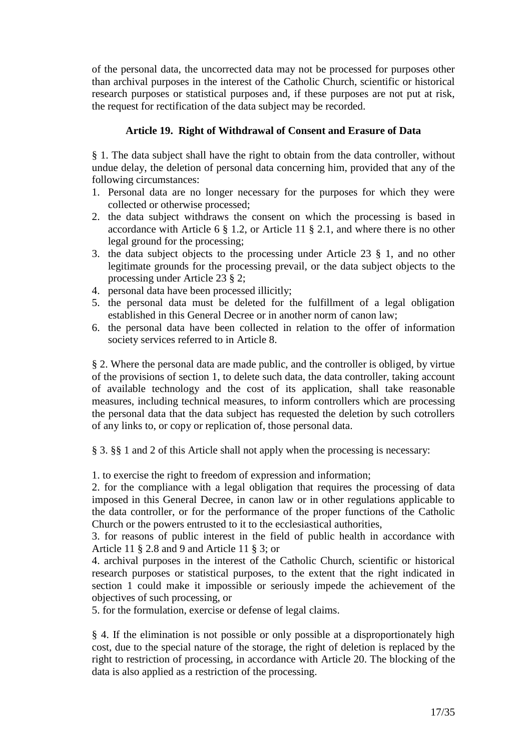of the personal data, the uncorrected data may not be processed for purposes other than archival purposes in the interest of the Catholic Church, scientific or historical research purposes or statistical purposes and, if these purposes are not put at risk, the request for rectification of the data subject may be recorded.

### Article 19. Right of Withdrawal of Consent and Erasure of Data

§ 1. The data subject shall have the right to obtain from the data controller, without undue delay, the deletion of personal data concerning him, provided that any of the following circumstances:

1. Personal data are no longer necessary for the purposes for which they were collected or otherwise processed;
2. the data subject withdraws the consent on which the processing is based in accordance with Article 6 § 1.2, or Article 11 § 2.1, and where there is no other legal ground for the processing;
3. the data subject objects to the processing under Article 23 § 1, and no other legitimate grounds for the processing prevail, or the data subject objects to the processing under Article 23 § 2;
4. personal data have been processed illicitly;
5. the personal data must be deleted for the fulfillment of a legal obligation established in this General Decree or in another norm of canon law;
6. the personal data have been collected in relation to the offer of information society services referred to in Article 8.

§ 2. Where the personal data are made public, and the controller is obliged, by virtue of the provisions of section 1, to delete such data, the data controller, taking account of available technology and the cost of its application, shall take reasonable measures, including technical measures, to inform controllers which are processing the personal data that the data subject has requested the deletion by such cotrollers of any links to, or copy or replication of, those personal data.

§ 3. §§ 1 and 2 of this Article shall not apply when the processing is necessary:

1. to exercise the right to freedom of expression and information;
2. for the compliance with a legal obligation that requires the processing of data imposed in this General Decree, in canon law or in other regulations applicable to the data controller, or for the performance of the proper functions of the Catholic Church or the powers entrusted to it to the ecclesiastical authorities,
3. for reasons of public interest in the field of public health in accordance with Article 11 § 2.8 and 9 and Article 11 § 3; or
4. archival purposes in the interest of the Catholic Church, scientific or historical research purposes or statistical purposes, to the extent that the right indicated in section 1 could make it impossible or seriously impede the achievement of the objectives of such processing, or
5. for the formulation, exercise or defense of legal claims.

§ 4. If the elimination is not possible or only possible at a disproportionately high cost, due to the special nature of the storage, the right of deletion is replaced by the right to restriction of processing, in accordance with Article 20. The blocking of the data is also applied as a restriction of the processing.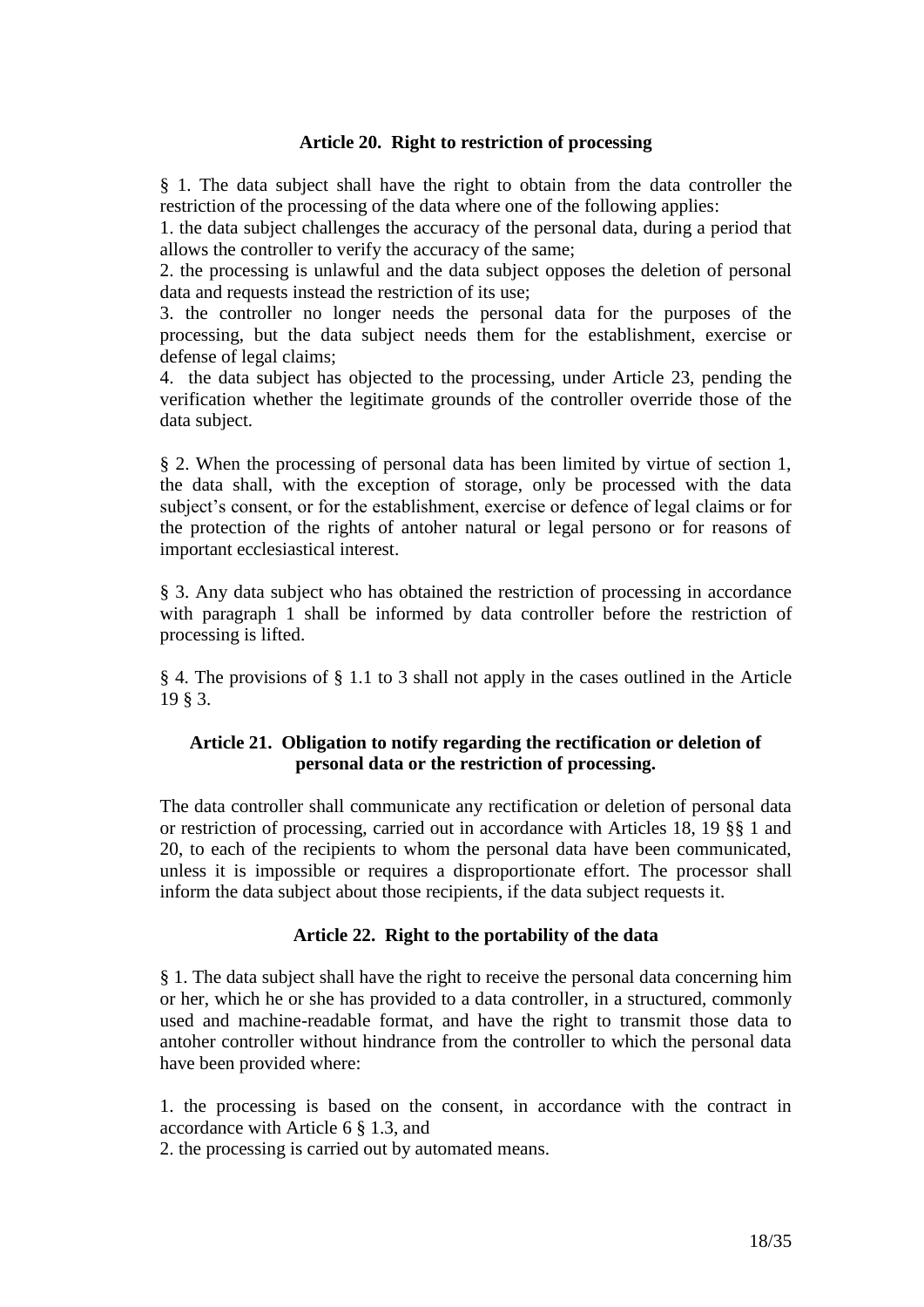### Article 20. Right to restriction of processing

§ 1. The data subject shall have the right to obtain from the data controller the restriction of the processing of the data where one of the following applies:

1. the data subject challenges the accuracy of the personal data, during a period that allows the controller to verify the accuracy of the same;
2. the processing is unlawful and the data subject opposes the deletion of personal data and requests instead the restriction of its use;
3. the controller no longer needs the personal data for the purposes of the processing, but the data subject needs them for the establishment, exercise or defense of legal claims;
4. the data subject has objected to the processing, under Article 23, pending the verification whether the legitimate grounds of the controller override those of the data subject.

§ 2. When the processing of personal data has been limited by virtue of section 1, the data shall, with the exception of storage, only be processed with the data subject's consent, or for the establishment, exercise or defence of legal claims or for the protection of the rights of antoher natural or legal persono or for reasons of important ecclesiastical interest.

§ 3. Any data subject who has obtained the restriction of processing in accordance with paragraph 1 shall be informed by data controller before the restriction of processing is lifted.

§ 4. The provisions of § 1.1 to 3 shall not apply in the cases outlined in the Article 19 § 3.

### Article 21. Obligation to notify regarding the rectification or deletion of personal data or the restriction of processing.

The data controller shall communicate any rectification or deletion of personal data or restriction of processing, carried out in accordance with Articles 18, 19 §§ 1 and 20, to each of the recipients to whom the personal data have been communicated, unless it is impossible or requires a disproportionate effort. The processor shall inform the data subject about those recipients, if the data subject requests it.

### Article 22. Right to the portability of the data

§ 1. The data subject shall have the right to receive the personal data concerning him or her, which he or she has provided to a data controller, in a structured, commonly used and machine-readable format, and have the right to transmit those data to antoher controller without hindrance from the controller to which the personal data have been provided where:

1. the processing is based on the consent, in accordance with the contract in accordance with Article 6 § 1.3, and
2. the processing is carried out by automated means.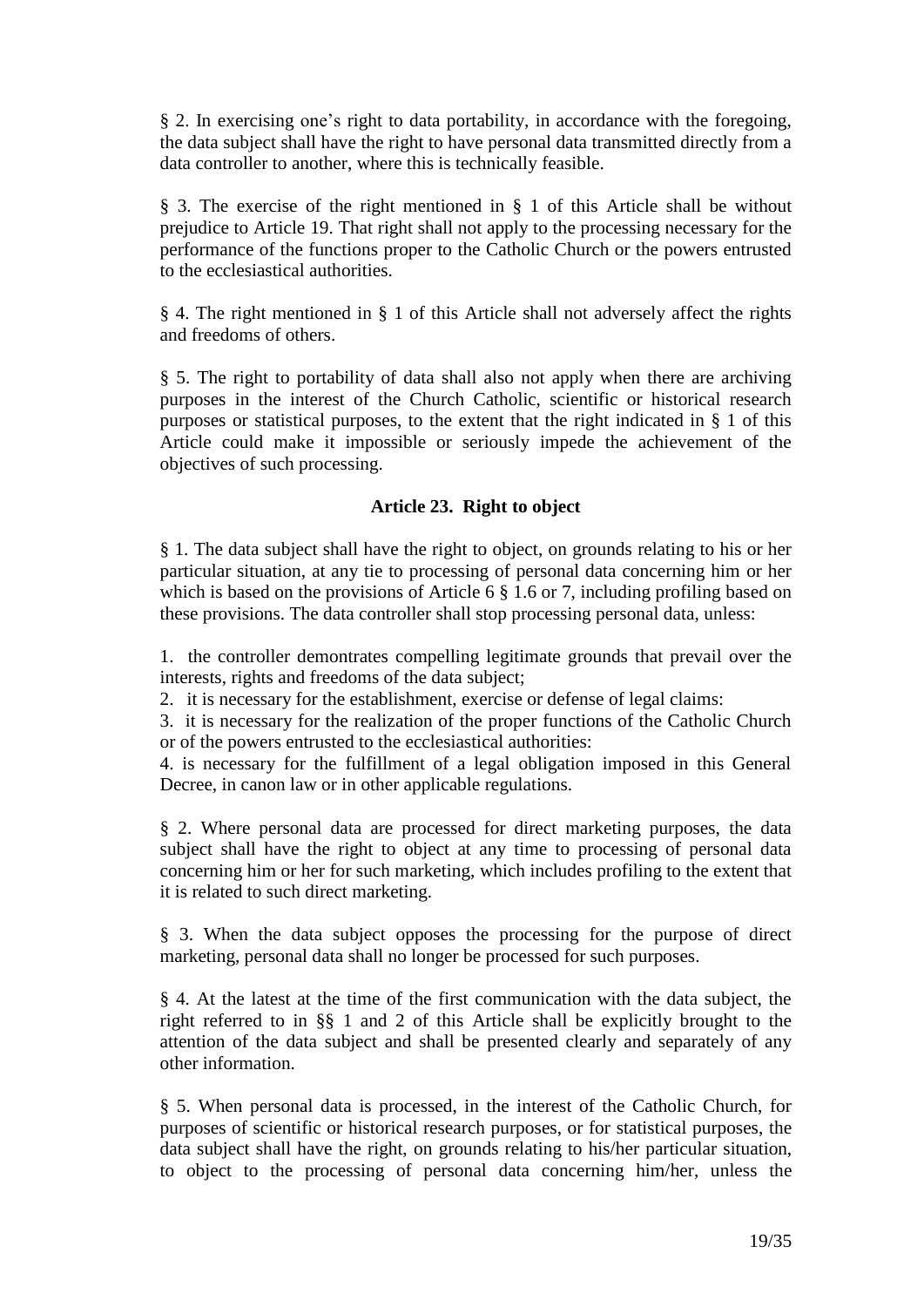§ 2. In exercising one's right to data portability, in accordance with the foregoing, the data subject shall have the right to have personal data transmitted directly from a data controller to another, where this is technically feasible.

§ 3. The exercise of the right mentioned in § 1 of this Article shall be without prejudice to Article 19. That right shall not apply to the processing necessary for the performance of the functions proper to the Catholic Church or the powers entrusted to the ecclesiastical authorities.

§ 4. The right mentioned in § 1 of this Article shall not adversely affect the rights and freedoms of others.

§ 5. The right to portability of data shall also not apply when there are archiving purposes in the interest of the Church Catholic, scientific or historical research purposes or statistical purposes, to the extent that the right indicated in § 1 of this Article could make it impossible or seriously impede the achievement of the objectives of such processing.

### Article 23. Right to object

§ 1. The data subject shall have the right to object, on grounds relating to his or her particular situation, at any tie to processing of personal data concerning him or her which is based on the provisions of Article 6 § 1.6 or 7, including profiling based on these provisions. The data controller shall stop processing personal data, unless:

1. the controller demontrates compelling legitimate grounds that prevail over the interests, rights and freedoms of the data subject;
2. it is necessary for the establishment, exercise or defense of legal claims:
3. it is necessary for the realization of the proper functions of the Catholic Church or of the powers entrusted to the ecclesiastical authorities:
4. is necessary for the fulfillment of a legal obligation imposed in this General Decree, in canon law or in other applicable regulations.

§ 2. Where personal data are processed for direct marketing purposes, the data subject shall have the right to object at any time to processing of personal data concerning him or her for such marketing, which includes profiling to the extent that it is related to such direct marketing.

§ 3. When the data subject opposes the processing for the purpose of direct marketing, personal data shall no longer be processed for such purposes.

§ 4. At the latest at the time of the first communication with the data subject, the right referred to in §§ 1 and 2 of this Article shall be explicitly brought to the attention of the data subject and shall be presented clearly and separately of any other information.

§ 5. When personal data is processed, in the interest of the Catholic Church, for purposes of scientific or historical research purposes, or for statistical purposes, the data subject shall have the right, on grounds relating to his/her particular situation, to object to the processing of personal data concerning him/her, unless the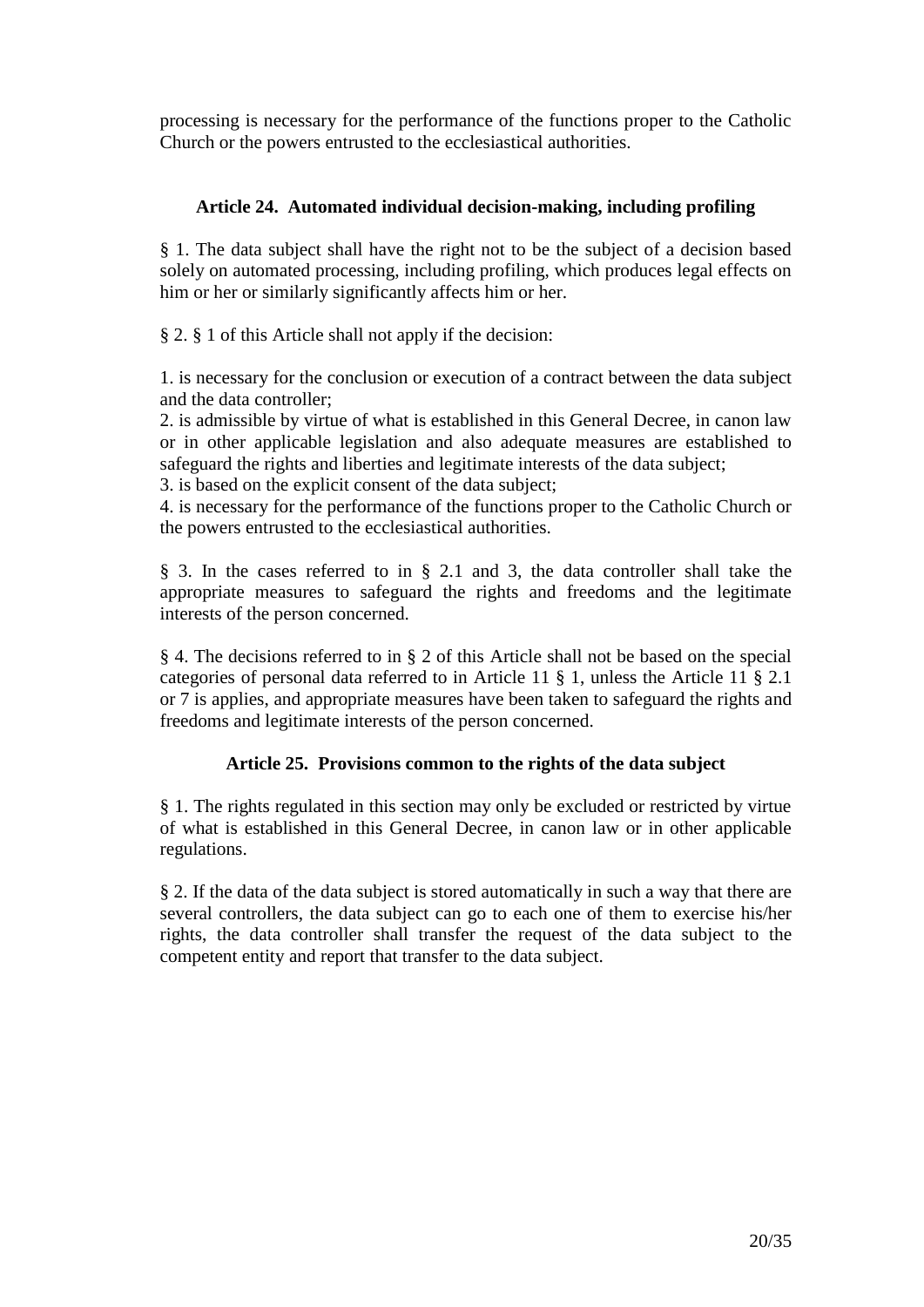processing is necessary for the performance of the functions proper to the Catholic Church or the powers entrusted to the ecclesiastical authorities.

### Article 24. Automated individual decision-making, including profiling

§ 1. The data subject shall have the right not to be the subject of a decision based solely on automated processing, including profiling, which produces legal effects on him or her or similarly significantly affects him or her.

§ 2. § 1 of this Article shall not apply if the decision:

1. is necessary for the conclusion or execution of a contract between the data subject and the data controller;
2. is admissible by virtue of what is established in this General Decree, in canon law or in other applicable legislation and also adequate measures are established to safeguard the rights and liberties and legitimate interests of the data subject;
3. is based on the explicit consent of the data subject;
4. is necessary for the performance of the functions proper to the Catholic Church or the powers entrusted to the ecclesiastical authorities.

§ 3. In the cases referred to in § 2.1 and 3, the data controller shall take the appropriate measures to safeguard the rights and freedoms and the legitimate interests of the person concerned.

§ 4. The decisions referred to in § 2 of this Article shall not be based on the special categories of personal data referred to in Article 11 § 1, unless the Article 11 § 2.1 or 7 is applies, and appropriate measures have been taken to safeguard the rights and freedoms and legitimate interests of the person concerned.

### Article 25. Provisions common to the rights of the data subject

§ 1. The rights regulated in this section may only be excluded or restricted by virtue of what is established in this General Decree, in canon law or in other applicable regulations.

§ 2. If the data of the data subject is stored automatically in such a way that there are several controllers, the data subject can go to each one of them to exercise his/her rights, the data controller shall transfer the request of the data subject to the competent entity and report that transfer to the data subject.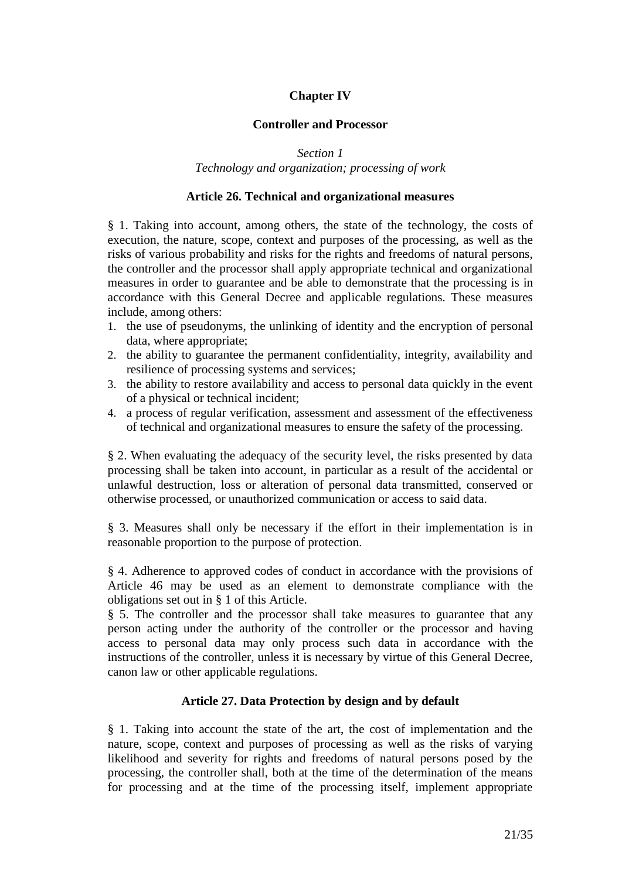# Chapter IV

## Controller and Processor

*Section 1*
*Technology and organization; processing of work*

### Article 26. Technical and organizational measures

§ 1. Taking into account, among others, the state of the technology, the costs of execution, the nature, scope, context and purposes of the processing, as well as the risks of various probability and risks for the rights and freedoms of natural persons, the controller and the processor shall apply appropriate technical and organizational measures in order to guarantee and be able to demonstrate that the processing is in accordance with this General Decree and applicable regulations. These measures include, among others:

1. the use of pseudonyms, the unlinking of identity and the encryption of personal data, where appropriate;
2. the ability to guarantee the permanent confidentiality, integrity, availability and resilience of processing systems and services;
3. the ability to restore availability and access to personal data quickly in the event of a physical or technical incident;
4. a process of regular verification, assessment and assessment of the effectiveness of technical and organizational measures to ensure the safety of the processing.

§ 2. When evaluating the adequacy of the security level, the risks presented by data processing shall be taken into account, in particular as a result of the accidental or unlawful destruction, loss or alteration of personal data transmitted, conserved or otherwise processed, or unauthorized communication or access to said data.

§ 3. Measures shall only be necessary if the effort in their implementation is in reasonable proportion to the purpose of protection.

§ 4. Adherence to approved codes of conduct in accordance with the provisions of Article 46 may be used as an element to demonstrate compliance with the obligations set out in § 1 of this Article.

§ 5. The controller and the processor shall take measures to guarantee that any person acting under the authority of the controller or the processor and having access to personal data may only process such data in accordance with the instructions of the controller, unless it is necessary by virtue of this General Decree, canon law or other applicable regulations.

### Article 27. Data Protection by design and by default

§ 1. Taking into account the state of the art, the cost of implementation and the nature, scope, context and purposes of processing as well as the risks of varying likelihood and severity for rights and freedoms of natural persons posed by the processing, the controller shall, both at the time of the determination of the means for processing and at the time of the processing itself, implement appropriate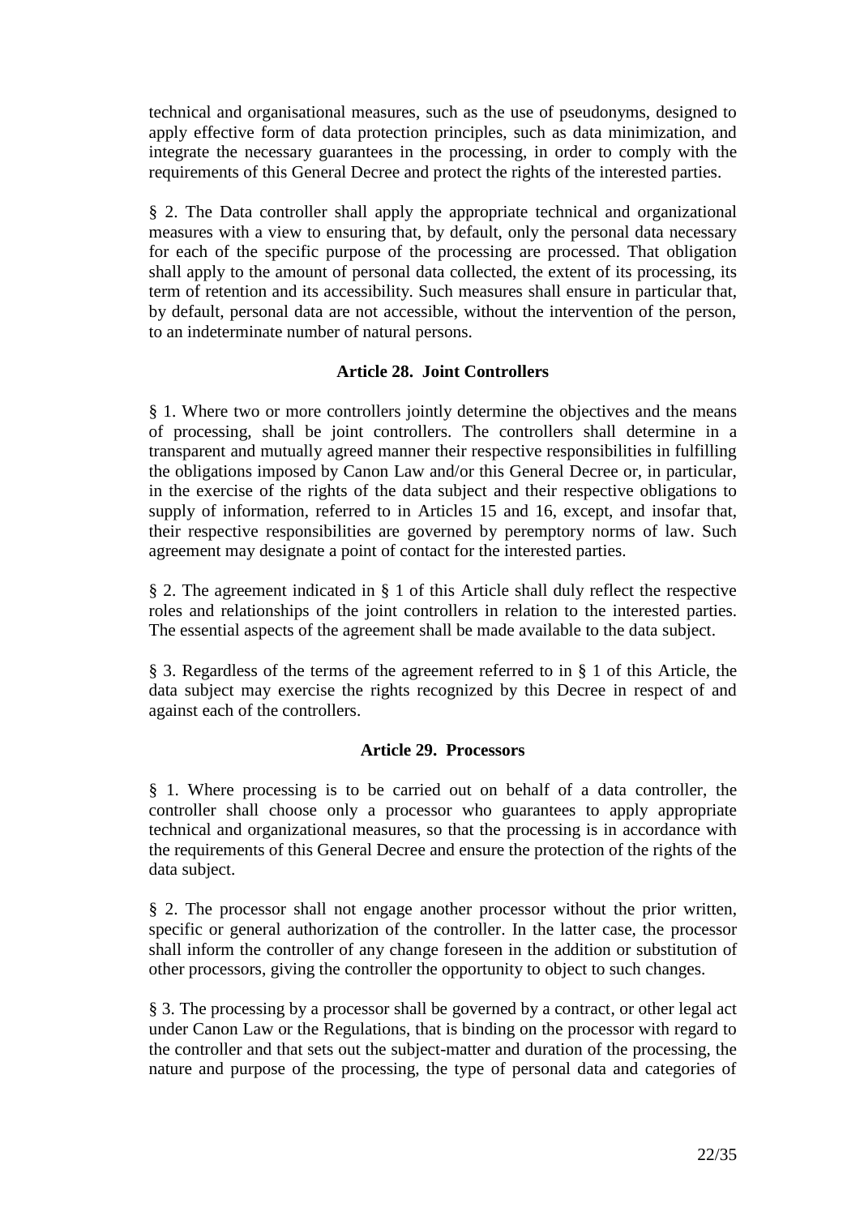technical and organisational measures, such as the use of pseudonyms, designed to apply effective form of data protection principles, such as data minimization, and integrate the necessary guarantees in the processing, in order to comply with the requirements of this General Decree and protect the rights of the interested parties.

§ 2. The Data controller shall apply the appropriate technical and organizational measures with a view to ensuring that, by default, only the personal data necessary for each of the specific purpose of the processing are processed. That obligation shall apply to the amount of personal data collected, the extent of its processing, its term of retention and its accessibility. Such measures shall ensure in particular that, by default, personal data are not accessible, without the intervention of the person, to an indeterminate number of natural persons.

### Article 28. Joint Controllers

§ 1. Where two or more controllers jointly determine the objectives and the means of processing, shall be joint controllers. The controllers shall determine in a transparent and mutually agreed manner their respective responsibilities in fulfilling the obligations imposed by Canon Law and/or this General Decree or, in particular, in the exercise of the rights of the data subject and their respective obligations to supply of information, referred to in Articles 15 and 16, except, and insofar that, their respective responsibilities are governed by peremptory norms of law. Such agreement may designate a point of contact for the interested parties.

§ 2. The agreement indicated in § 1 of this Article shall duly reflect the respective roles and relationships of the joint controllers in relation to the interested parties. The essential aspects of the agreement shall be made available to the data subject.

§ 3. Regardless of the terms of the agreement referred to in § 1 of this Article, the data subject may exercise the rights recognized by this Decree in respect of and against each of the controllers.

### Article 29. Processors

§ 1. Where processing is to be carried out on behalf of a data controller, the controller shall choose only a processor who guarantees to apply appropriate technical and organizational measures, so that the processing is in accordance with the requirements of this General Decree and ensure the protection of the rights of the data subject.

§ 2. The processor shall not engage another processor without the prior written, specific or general authorization of the controller. In the latter case, the processor shall inform the controller of any change foreseen in the addition or substitution of other processors, giving the controller the opportunity to object to such changes.

§ 3. The processing by a processor shall be governed by a contract, or other legal act under Canon Law or the Regulations, that is binding on the processor with regard to the controller and that sets out the subject-matter and duration of the processing, the nature and purpose of the processing, the type of personal data and categories of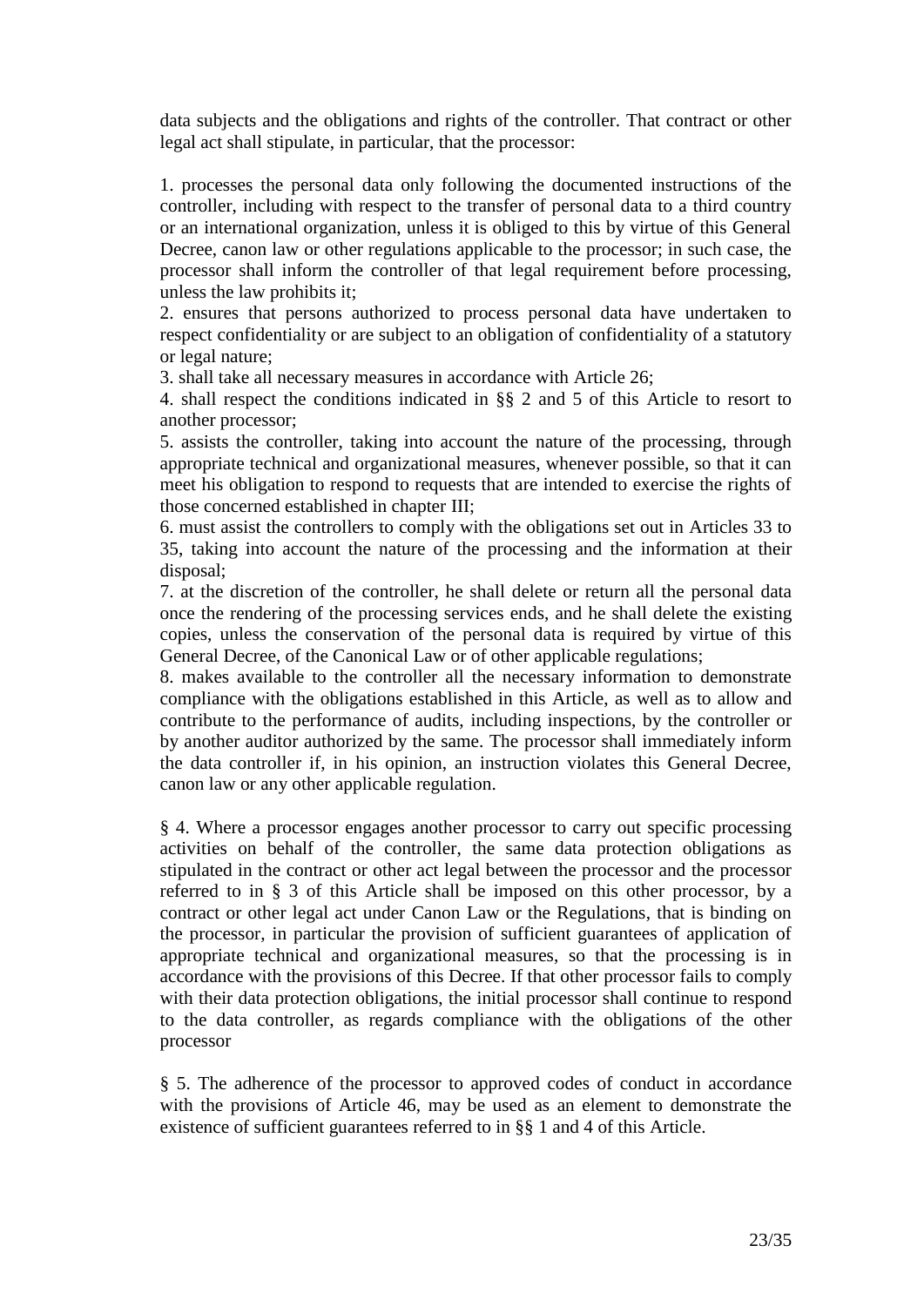data subjects and the obligations and rights of the controller. That contract or other legal act shall stipulate, in particular, that the processor:

1. processes the personal data only following the documented instructions of the controller, including with respect to the transfer of personal data to a third country or an international organization, unless it is obliged to this by virtue of this General Decree, canon law or other regulations applicable to the processor; in such case, the processor shall inform the controller of that legal requirement before processing, unless the law prohibits it;
2. ensures that persons authorized to process personal data have undertaken to respect confidentiality or are subject to an obligation of confidentiality of a statutory or legal nature;
3. shall take all necessary measures in accordance with Article 26;
4. shall respect the conditions indicated in §§ 2 and 5 of this Article to resort to another processor;
5. assists the controller, taking into account the nature of the processing, through appropriate technical and organizational measures, whenever possible, so that it can meet his obligation to respond to requests that are intended to exercise the rights of those concerned established in chapter III;
6. must assist the controllers to comply with the obligations set out in Articles 33 to 35, taking into account the nature of the processing and the information at their disposal;
7. at the discretion of the controller, he shall delete or return all the personal data once the rendering of the processing services ends, and he shall delete the existing copies, unless the conservation of the personal data is required by virtue of this General Decree, of the Canonical Law or of other applicable regulations;
8. makes available to the controller all the necessary information to demonstrate compliance with the obligations established in this Article, as well as to allow and contribute to the performance of audits, including inspections, by the controller or by another auditor authorized by the same. The processor shall immediately inform the data controller if, in his opinion, an instruction violates this General Decree, canon law or any other applicable regulation.

§ 4. Where a processor engages another processor to carry out specific processing activities on behalf of the controller, the same data protection obligations as stipulated in the contract or other act legal between the processor and the processor referred to in § 3 of this Article shall be imposed on this other processor, by a contract or other legal act under Canon Law or the Regulations, that is binding on the processor, in particular the provision of sufficient guarantees of application of appropriate technical and organizational measures, so that the processing is in accordance with the provisions of this Decree. If that other processor fails to comply with their data protection obligations, the initial processor shall continue to respond to the data controller, as regards compliance with the obligations of the other processor

§ 5. The adherence of the processor to approved codes of conduct in accordance with the provisions of Article 46, may be used as an element to demonstrate the existence of sufficient guarantees referred to in §§ 1 and 4 of this Article.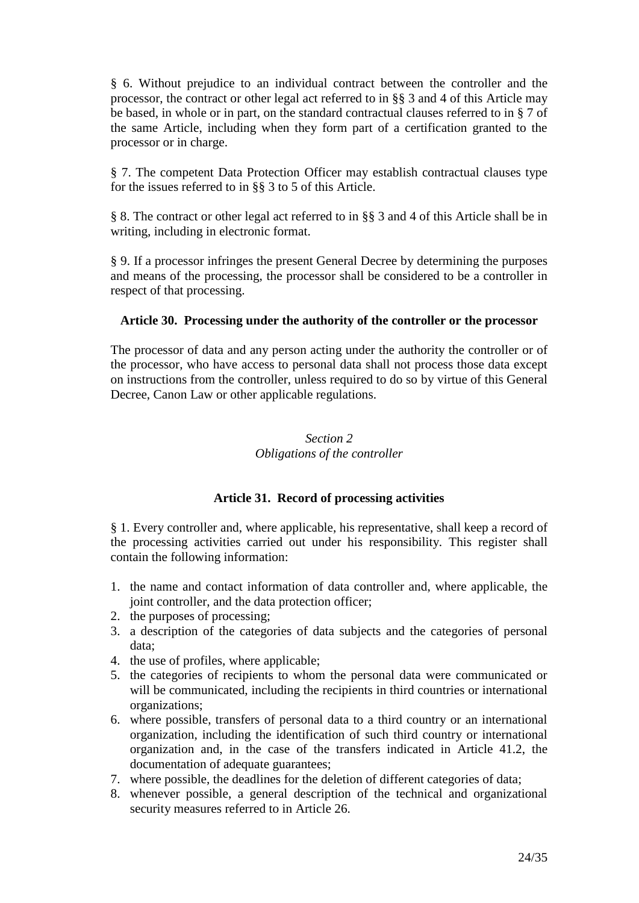§ 6. Without prejudice to an individual contract between the controller and the processor, the contract or other legal act referred to in §§ 3 and 4 of this Article may be based, in whole or in part, on the standard contractual clauses referred to in § 7 of the same Article, including when they form part of a certification granted to the processor or in charge.

§ 7. The competent Data Protection Officer may establish contractual clauses type for the issues referred to in §§ 3 to 5 of this Article.

§ 8. The contract or other legal act referred to in §§ 3 and 4 of this Article shall be in writing, including in electronic format.

§ 9. If a processor infringes the present General Decree by determining the purposes and means of the processing, the processor shall be considered to be a controller in respect of that processing.

### Article 30. Processing under the authority of the controller or the processor

The processor of data and any person acting under the authority the controller or of the processor, who have access to personal data shall not process those data except on instructions from the controller, unless required to do so by virtue of this General Decree, Canon Law or other applicable regulations.

## *Section 2*
## *Obligations of the controller*

### Article 31. Record of processing activities

§ 1. Every controller and, where applicable, his representative, shall keep a record of the processing activities carried out under his responsibility. This register shall contain the following information:

1. the name and contact information of data controller and, where applicable, the joint controller, and the data protection officer;
2. the purposes of processing;
3. a description of the categories of data subjects and the categories of personal data;
4. the use of profiles, where applicable;
5. the categories of recipients to whom the personal data were communicated or will be communicated, including the recipients in third countries or international organizations;
6. where possible, transfers of personal data to a third country or an international organization, including the identification of such third country or international organization and, in the case of the transfers indicated in Article 41.2, the documentation of adequate guarantees;
7. where possible, the deadlines for the deletion of different categories of data;
8. whenever possible, a general description of the technical and organizational security measures referred to in Article 26.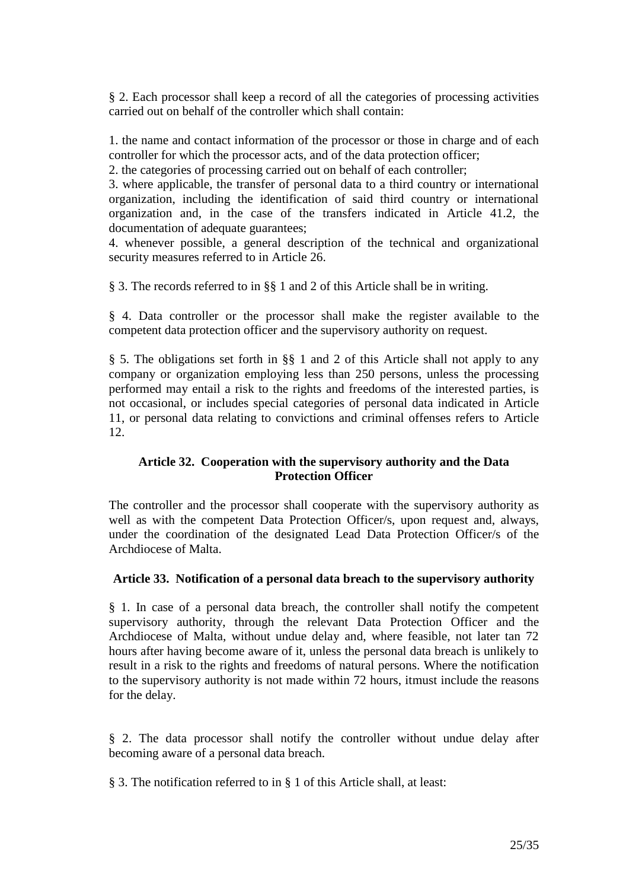§ 2. Each processor shall keep a record of all the categories of processing activities carried out on behalf of the controller which shall contain:

1. the name and contact information of the processor or those in charge and of each controller for which the processor acts, and of the data protection officer;
2. the categories of processing carried out on behalf of each controller;
3. where applicable, the transfer of personal data to a third country or international organization, including the identification of said third country or international organization and, in the case of the transfers indicated in Article 41.2, the documentation of adequate guarantees;
4. whenever possible, a general description of the technical and organizational security measures referred to in Article 26.

§ 3. The records referred to in §§ 1 and 2 of this Article shall be in writing.

§ 4. Data controller or the processor shall make the register available to the competent data protection officer and the supervisory authority on request.

§ 5. The obligations set forth in §§ 1 and 2 of this Article shall not apply to any company or organization employing less than 250 persons, unless the processing performed may entail a risk to the rights and freedoms of the interested parties, is not occasional, or includes special categories of personal data indicated in Article 11, or personal data relating to convictions and criminal offenses refers to Article 12.

### Article 32. Cooperation with the supervisory authority and the Data Protection Officer

The controller and the processor shall cooperate with the supervisory authority as well as with the competent Data Protection Officer/s, upon request and, always, under the coordination of the designated Lead Data Protection Officer/s of the Archdiocese of Malta.

### Article 33. Notification of a personal data breach to the supervisory authority

§ 1. In case of a personal data breach, the controller shall notify the competent supervisory authority, through the relevant Data Protection Officer and the Archdiocese of Malta, without undue delay and, where feasible, not later tan 72 hours after having become aware of it, unless the personal data breach is unlikely to result in a risk to the rights and freedoms of natural persons. Where the notification to the supervisory authority is not made within 72 hours, itmust include the reasons for the delay.

§ 2. The data processor shall notify the controller without undue delay after becoming aware of a personal data breach.

§ 3. The notification referred to in § 1 of this Article shall, at least: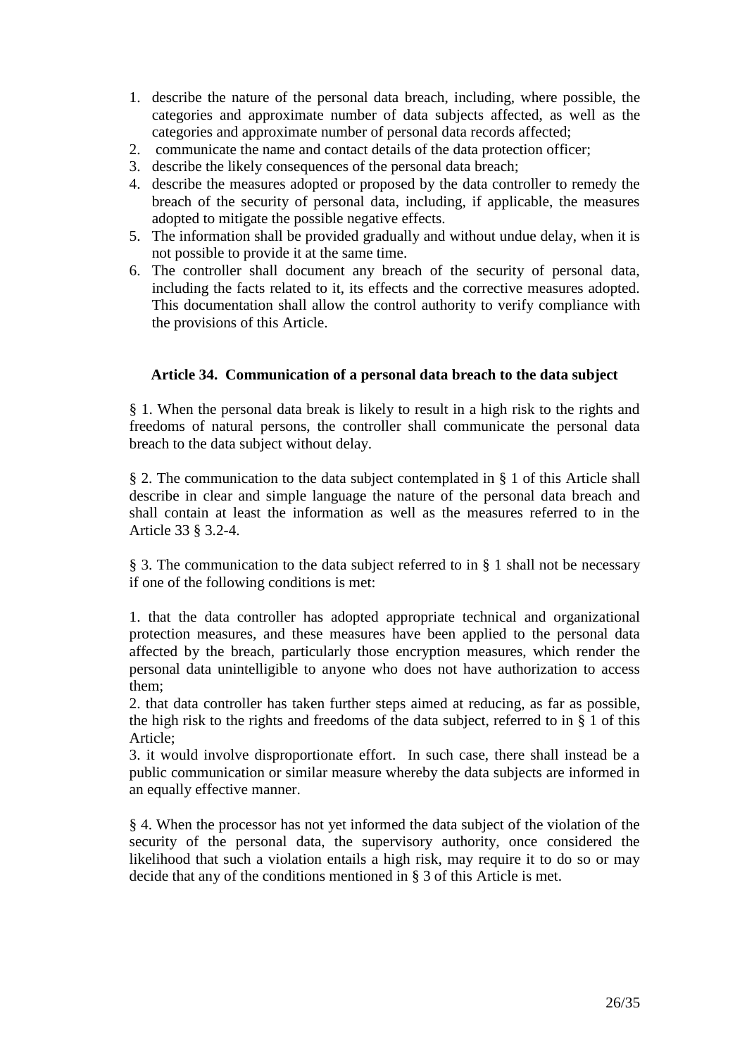1. describe the nature of the personal data breach, including, where possible, the categories and approximate number of data subjects affected, as well as the categories and approximate number of personal data records affected;
2. communicate the name and contact details of the data protection officer;
3. describe the likely consequences of the personal data breach;
4. describe the measures adopted or proposed by the data controller to remedy the breach of the security of personal data, including, if applicable, the measures adopted to mitigate the possible negative effects.
5. The information shall be provided gradually and without undue delay, when it is not possible to provide it at the same time.
6. The controller shall document any breach of the security of personal data, including the facts related to it, its effects and the corrective measures adopted. This documentation shall allow the control authority to verify compliance with the provisions of this Article.

**Article 34. Communication of a personal data breach to the data subject**

§ 1. When the personal data break is likely to result in a high risk to the rights and freedoms of natural persons, the controller shall communicate the personal data breach to the data subject without delay.

§ 2. The communication to the data subject contemplated in § 1 of this Article shall describe in clear and simple language the nature of the personal data breach and shall contain at least the information as well as the measures referred to in the Article 33 § 3.2-4.

§ 3. The communication to the data subject referred to in § 1 shall not be necessary if one of the following conditions is met:

1. that the data controller has adopted appropriate technical and organizational protection measures, and these measures have been applied to the personal data affected by the breach, particularly those encryption measures, which render the personal data unintelligible to anyone who does not have authorization to access them;
2. that data controller has taken further steps aimed at reducing, as far as possible, the high risk to the rights and freedoms of the data subject, referred to in § 1 of this Article;
3. it would involve disproportionate effort. In such case, there shall instead be a public communication or similar measure whereby the data subjects are informed in an equally effective manner.

§ 4. When the processor has not yet informed the data subject of the violation of the security of the personal data, the supervisory authority, once considered the likelihood that such a violation entails a high risk, may require it to do so or may decide that any of the conditions mentioned in § 3 of this Article is met.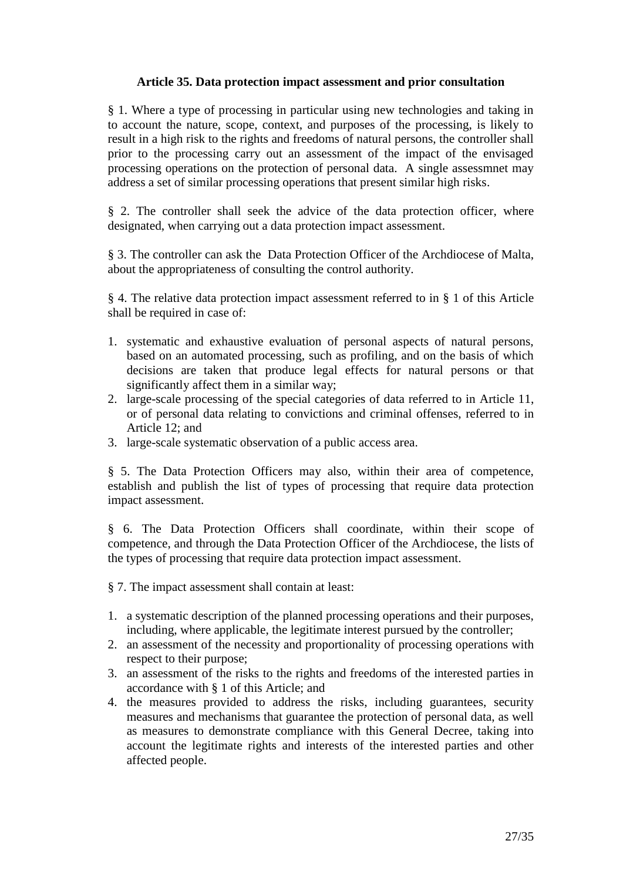**Article 35. Data protection impact assessment and prior consultation**

§ 1. Where a type of processing in particular using new technologies and taking in to account the nature, scope, context, and purposes of the processing, is likely to result in a high risk to the rights and freedoms of natural persons, the controller shall prior to the processing carry out an assessment of the impact of the envisaged processing operations on the protection of personal data. A single assessmnet may address a set of similar processing operations that present similar high risks.

§ 2. The controller shall seek the advice of the data protection officer, where designated, when carrying out a data protection impact assessment.

§ 3. The controller can ask the Data Protection Officer of the Archdiocese of Malta, about the appropriateness of consulting the control authority.

§ 4. The relative data protection impact assessment referred to in § 1 of this Article shall be required in case of:

1. systematic and exhaustive evaluation of personal aspects of natural persons, based on an automated processing, such as profiling, and on the basis of which decisions are taken that produce legal effects for natural persons or that significantly affect them in a similar way;
2. large-scale processing of the special categories of data referred to in Article 11, or of personal data relating to convictions and criminal offenses, referred to in Article 12; and
3. large-scale systematic observation of a public access area.

§ 5. The Data Protection Officers may also, within their area of competence, establish and publish the list of types of processing that require data protection impact assessment.

§ 6. The Data Protection Officers shall coordinate, within their scope of competence, and through the Data Protection Officer of the Archdiocese, the lists of the types of processing that require data protection impact assessment.

§ 7. The impact assessment shall contain at least:

1. a systematic description of the planned processing operations and their purposes, including, where applicable, the legitimate interest pursued by the controller;
2. an assessment of the necessity and proportionality of processing operations with respect to their purpose;
3. an assessment of the risks to the rights and freedoms of the interested parties in accordance with § 1 of this Article; and
4. the measures provided to address the risks, including guarantees, security measures and mechanisms that guarantee the protection of personal data, as well as measures to demonstrate compliance with this General Decree, taking into account the legitimate rights and interests of the interested parties and other affected people.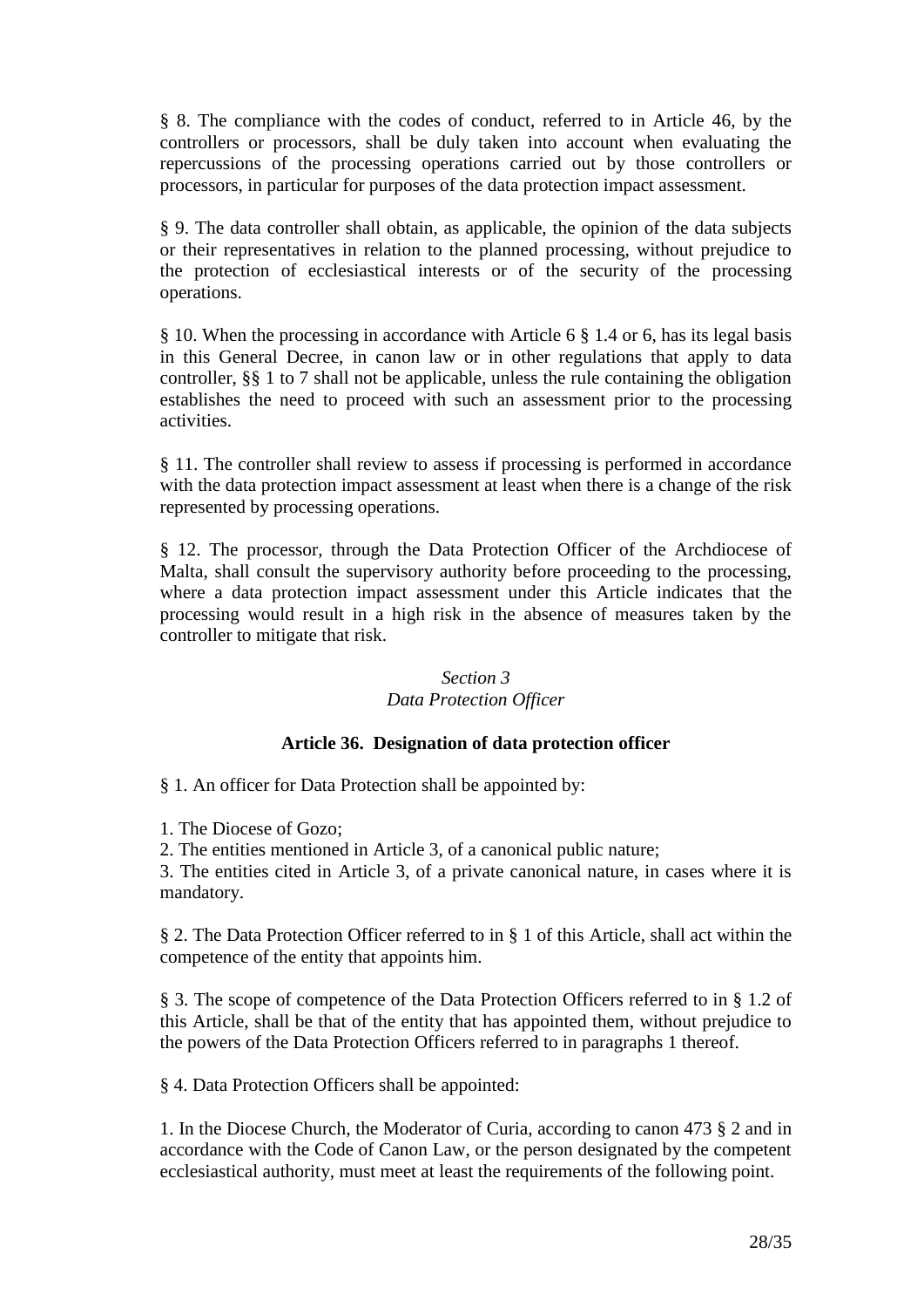§ 8. The compliance with the codes of conduct, referred to in Article 46, by the controllers or processors, shall be duly taken into account when evaluating the repercussions of the processing operations carried out by those controllers or processors, in particular for purposes of the data protection impact assessment.

§ 9. The data controller shall obtain, as applicable, the opinion of the data subjects or their representatives in relation to the planned processing, without prejudice to the protection of ecclesiastical interests or of the security of the processing operations.

§ 10. When the processing in accordance with Article 6 § 1.4 or 6, has its legal basis in this General Decree, in canon law or in other regulations that apply to data controller, §§ 1 to 7 shall not be applicable, unless the rule containing the obligation establishes the need to proceed with such an assessment prior to the processing activities.

§ 11. The controller shall review to assess if processing is performed in accordance with the data protection impact assessment at least when there is a change of the risk represented by processing operations.

§ 12. The processor, through the Data Protection Officer of the Archdiocese of Malta, shall consult the supervisory authority before proceeding to the processing, where a data protection impact assessment under this Article indicates that the processing would result in a high risk in the absence of measures taken by the controller to mitigate that risk.

*Section 3*
*Data Protection Officer*

### Article 36. Designation of data protection officer

§ 1. An officer for Data Protection shall be appointed by:

1. The Diocese of Gozo;
2. The entities mentioned in Article 3, of a canonical public nature;
3. The entities cited in Article 3, of a private canonical nature, in cases where it is mandatory.

§ 2. The Data Protection Officer referred to in § 1 of this Article, shall act within the competence of the entity that appoints him.

§ 3. The scope of competence of the Data Protection Officers referred to in § 1.2 of this Article, shall be that of the entity that has appointed them, without prejudice to the powers of the Data Protection Officers referred to in paragraphs 1 thereof.

§ 4. Data Protection Officers shall be appointed:

1. In the Diocese Church, the Moderator of Curia, according to canon 473 § 2 and in accordance with the Code of Canon Law, or the person designated by the competent ecclesiastical authority, must meet at least the requirements of the following point.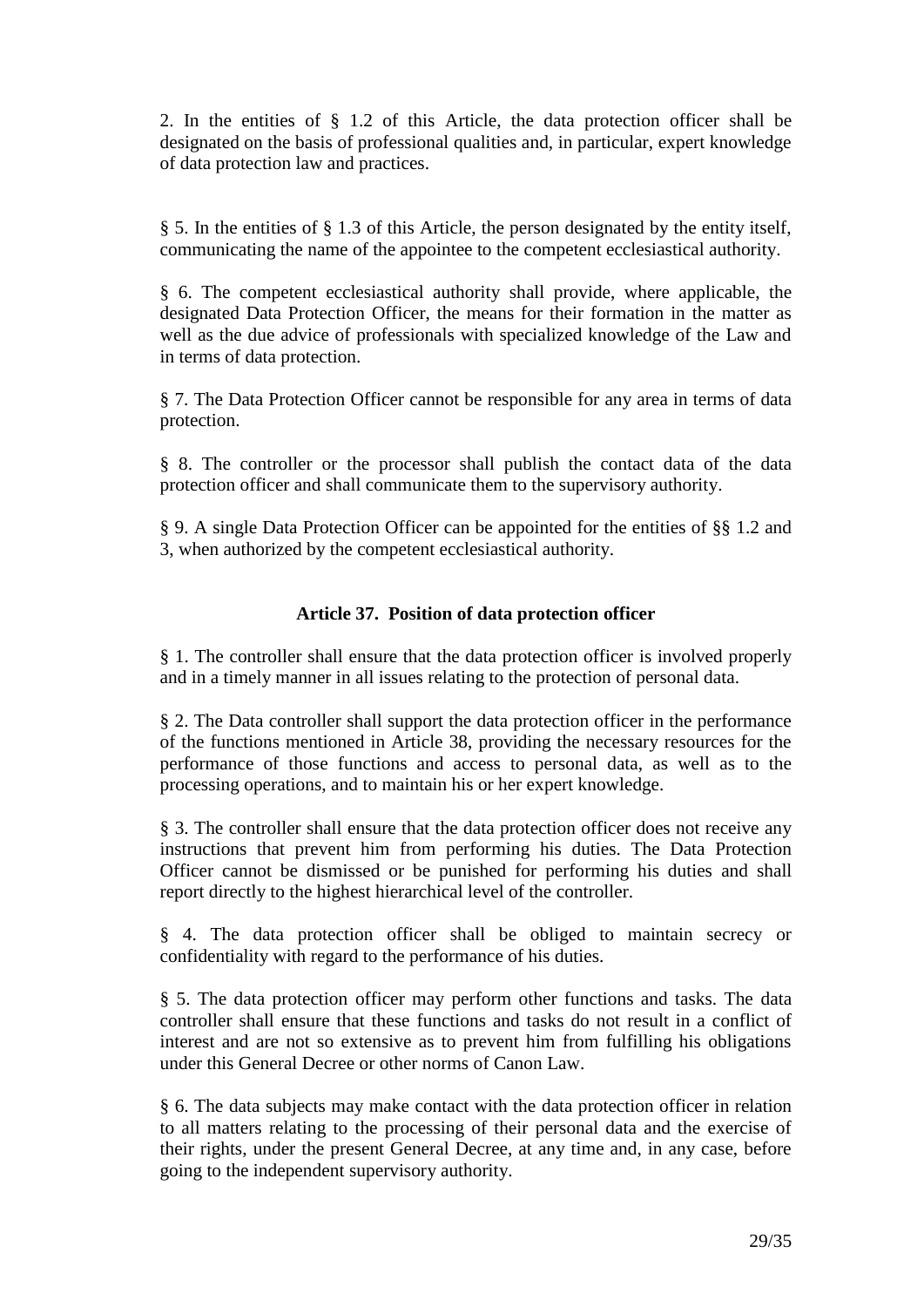2. In the entities of § 1.2 of this Article, the data protection officer shall be designated on the basis of professional qualities and, in particular, expert knowledge of data protection law and practices.

§ 5. In the entities of § 1.3 of this Article, the person designated by the entity itself, communicating the name of the appointee to the competent ecclesiastical authority.

§ 6. The competent ecclesiastical authority shall provide, where applicable, the designated Data Protection Officer, the means for their formation in the matter as well as the due advice of professionals with specialized knowledge of the Law and in terms of data protection.

§ 7. The Data Protection Officer cannot be responsible for any area in terms of data protection.

§ 8. The controller or the processor shall publish the contact data of the data protection officer and shall communicate them to the supervisory authority.

§ 9. A single Data Protection Officer can be appointed for the entities of §§ 1.2 and 3, when authorized by the competent ecclesiastical authority.

### Article 37. Position of data protection officer

§ 1. The controller shall ensure that the data protection officer is involved properly and in a timely manner in all issues relating to the protection of personal data.

§ 2. The Data controller shall support the data protection officer in the performance of the functions mentioned in Article 38, providing the necessary resources for the performance of those functions and access to personal data, as well as to the processing operations, and to maintain his or her expert knowledge.

§ 3. The controller shall ensure that the data protection officer does not receive any instructions that prevent him from performing his duties. The Data Protection Officer cannot be dismissed or be punished for performing his duties and shall report directly to the highest hierarchical level of the controller.

§ 4. The data protection officer shall be obliged to maintain secrecy or confidentiality with regard to the performance of his duties.

§ 5. The data protection officer may perform other functions and tasks. The data controller shall ensure that these functions and tasks do not result in a conflict of interest and are not so extensive as to prevent him from fulfilling his obligations under this General Decree or other norms of Canon Law.

§ 6. The data subjects may make contact with the data protection officer in relation to all matters relating to the processing of their personal data and the exercise of their rights, under the present General Decree, at any time and, in any case, before going to the independent supervisory authority.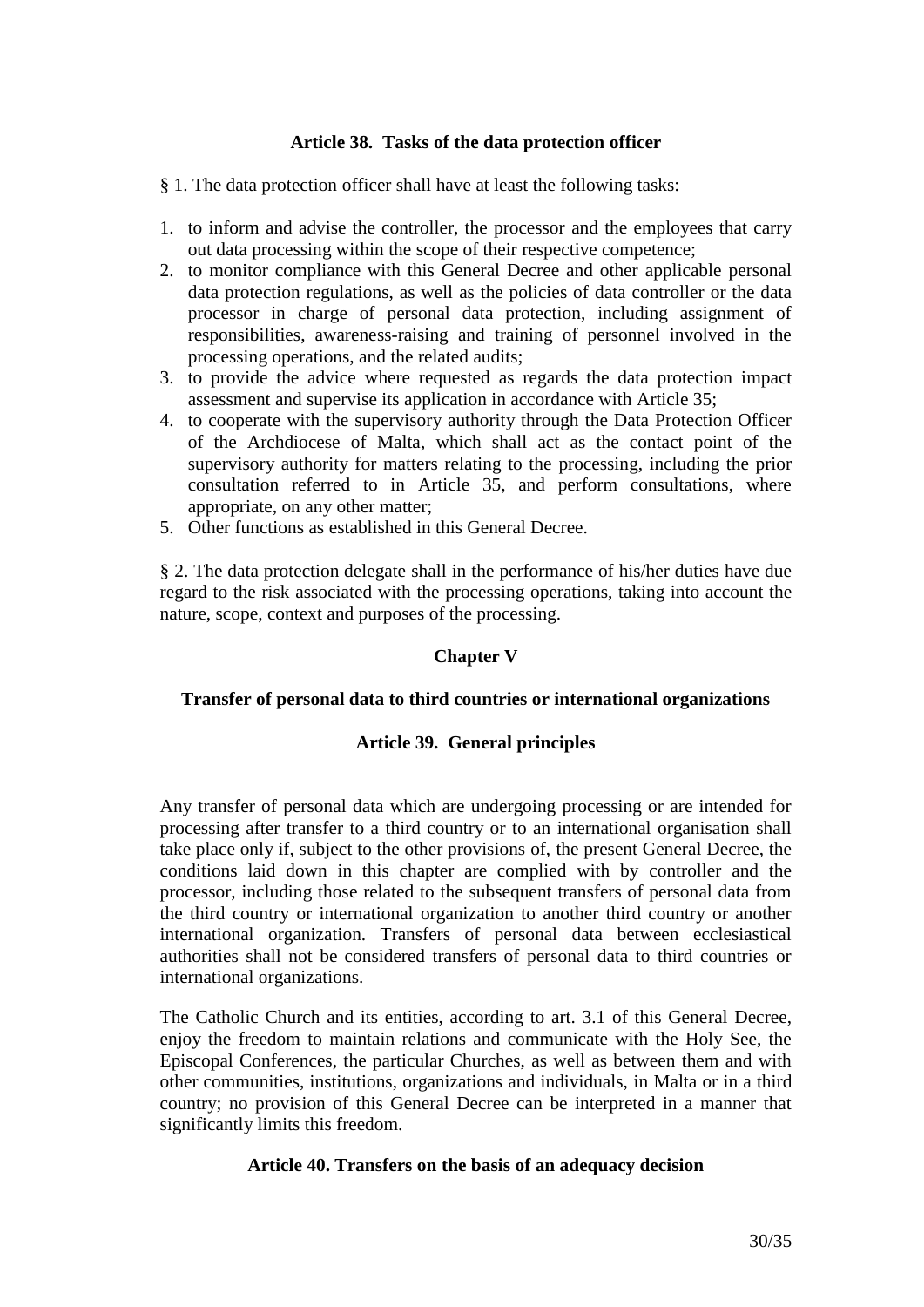### Article 38. Tasks of the data protection officer

§ 1. The data protection officer shall have at least the following tasks:

1. to inform and advise the controller, the processor and the employees that carry out data processing within the scope of their respective competence;
2. to monitor compliance with this General Decree and other applicable personal data protection regulations, as well as the policies of data controller or the data processor in charge of personal data protection, including assignment of responsibilities, awareness-raising and training of personnel involved in the processing operations, and the related audits;
3. to provide the advice where requested as regards the data protection impact assessment and supervise its application in accordance with Article 35;
4. to cooperate with the supervisory authority through the Data Protection Officer of the Archdiocese of Malta, which shall act as the contact point of the supervisory authority for matters relating to the processing, including the prior consultation referred to in Article 35, and perform consultations, where appropriate, on any other matter;
5. Other functions as established in this General Decree.

§ 2. The data protection delegate shall in the performance of his/her duties have due regard to the risk associated with the processing operations, taking into account the nature, scope, context and purposes of the processing.

## Chapter V

## Transfer of personal data to third countries or international organizations

### Article 39. General principles

Any transfer of personal data which are undergoing processing or are intended for processing after transfer to a third country or to an international organisation shall take place only if, subject to the other provisions of, the present General Decree, the conditions laid down in this chapter are complied with by controller and the processor, including those related to the subsequent transfers of personal data from the third country or international organization to another third country or another international organization. Transfers of personal data between ecclesiastical authorities shall not be considered transfers of personal data to third countries or international organizations.

The Catholic Church and its entities, according to art. 3.1 of this General Decree, enjoy the freedom to maintain relations and communicate with the Holy See, the Episcopal Conferences, the particular Churches, as well as between them and with other communities, institutions, organizations and individuals, in Malta or in a third country; no provision of this General Decree can be interpreted in a manner that significantly limits this freedom.

### Article 40. Transfers on the basis of an adequacy decision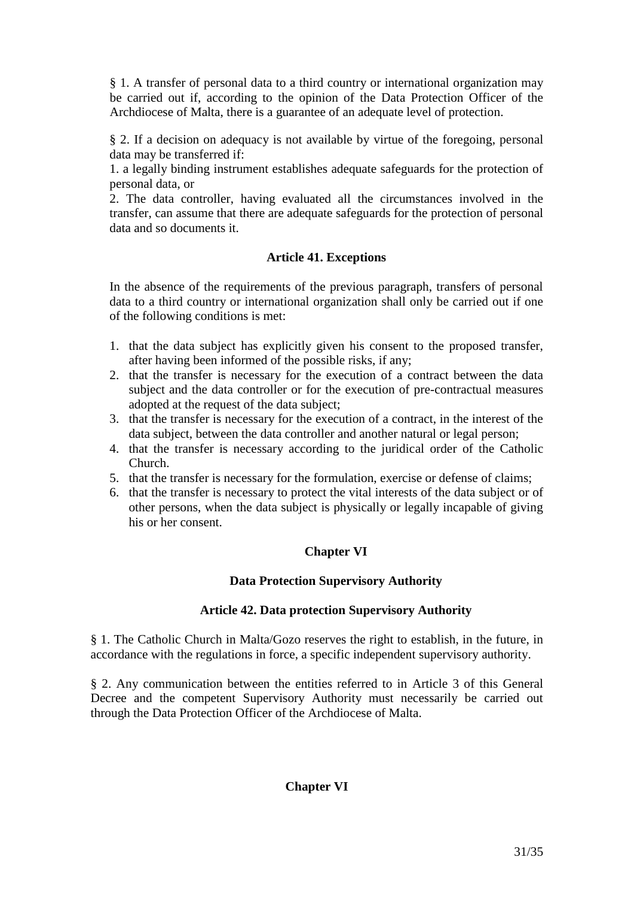§ 1. A transfer of personal data to a third country or international organization may be carried out if, according to the opinion of the Data Protection Officer of the Archdiocese of Malta, there is a guarantee of an adequate level of protection.

§ 2. If a decision on adequacy is not available by virtue of the foregoing, personal data may be transferred if:
1. a legally binding instrument establishes adequate safeguards for the protection of personal data, or
2. The data controller, having evaluated all the circumstances involved in the transfer, can assume that there are adequate safeguards for the protection of personal data and so documents it.

**Article 41. Exceptions**

In the absence of the requirements of the previous paragraph, transfers of personal data to a third country or international organization shall only be carried out if one of the following conditions is met:

1. that the data subject has explicitly given his consent to the proposed transfer, after having been informed of the possible risks, if any;
2. that the transfer is necessary for the execution of a contract between the data subject and the data controller or for the execution of pre-contractual measures adopted at the request of the data subject;
3. that the transfer is necessary for the execution of a contract, in the interest of the data subject, between the data controller and another natural or legal person;
4. that the transfer is necessary according to the juridical order of the Catholic Church.
5. that the transfer is necessary for the formulation, exercise or defense of claims;
6. that the transfer is necessary to protect the vital interests of the data subject or of other persons, when the data subject is physically or legally incapable of giving his or her consent.

## Chapter VI

## Data Protection Supervisory Authority

**Article 42. Data protection Supervisory Authority**

§ 1. The Catholic Church in Malta/Gozo reserves the right to establish, in the future, in accordance with the regulations in force, a specific independent supervisory authority.

§ 2. Any communication between the entities referred to in Article 3 of this General Decree and the competent Supervisory Authority must necessarily be carried out through the Data Protection Officer of the Archdiocese of Malta.

## Chapter VI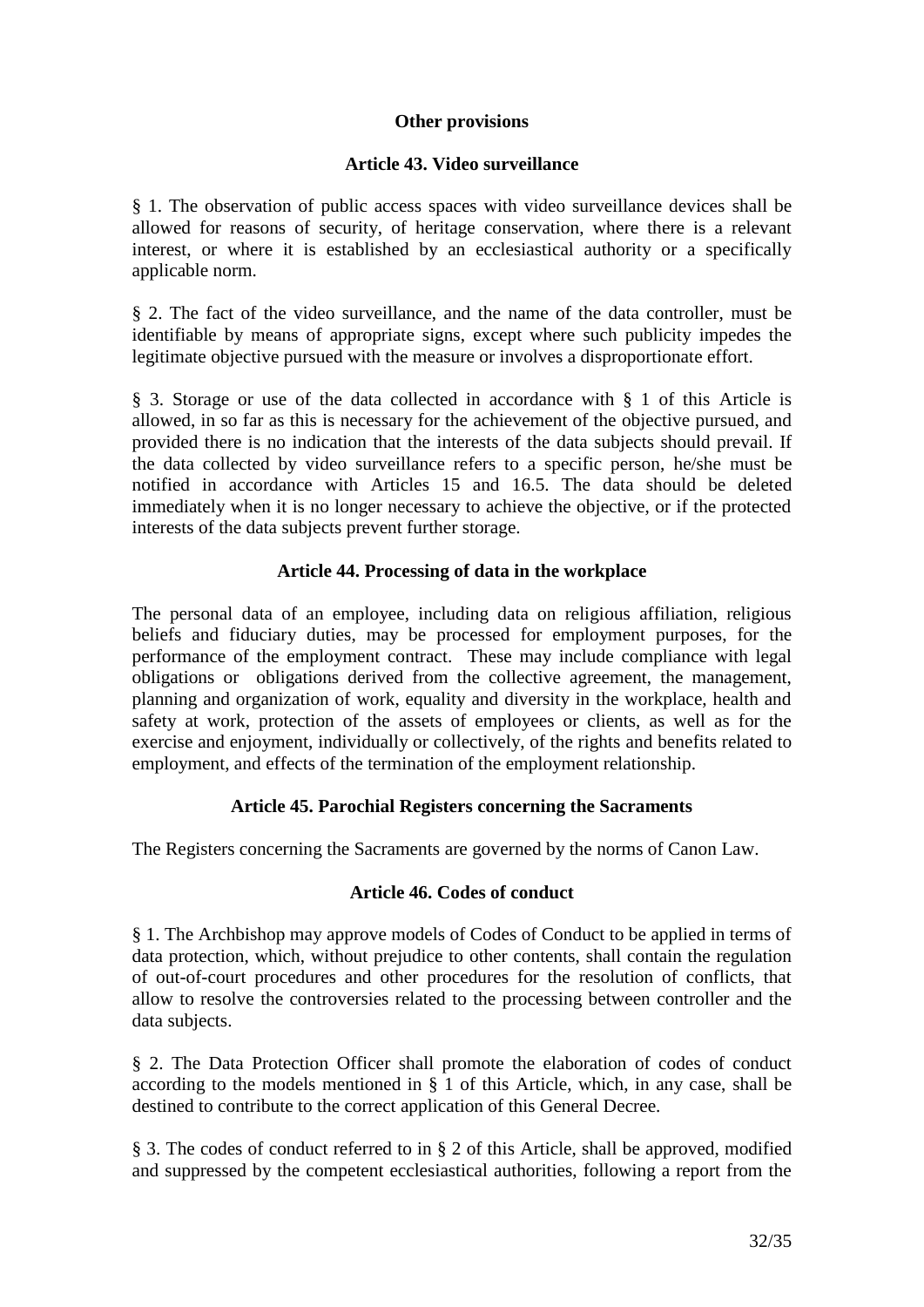## Other provisions

### Article 43. Video surveillance

§ 1. The observation of public access spaces with video surveillance devices shall be allowed for reasons of security, of heritage conservation, where there is a relevant interest, or where it is established by an ecclesiastical authority or a specifically applicable norm.

§ 2. The fact of the video surveillance, and the name of the data controller, must be identifiable by means of appropriate signs, except where such publicity impedes the legitimate objective pursued with the measure or involves a disproportionate effort.

§ 3. Storage or use of the data collected in accordance with § 1 of this Article is allowed, in so far as this is necessary for the achievement of the objective pursued, and provided there is no indication that the interests of the data subjects should prevail. If the data collected by video surveillance refers to a specific person, he/she must be notified in accordance with Articles 15 and 16.5. The data should be deleted immediately when it is no longer necessary to achieve the objective, or if the protected interests of the data subjects prevent further storage.

### Article 44. Processing of data in the workplace

The personal data of an employee, including data on religious affiliation, religious beliefs and fiduciary duties, may be processed for employment purposes, for the performance of the employment contract. These may include compliance with legal obligations or obligations derived from the collective agreement, the management, planning and organization of work, equality and diversity in the workplace, health and safety at work, protection of the assets of employees or clients, as well as for the exercise and enjoyment, individually or collectively, of the rights and benefits related to employment, and effects of the termination of the employment relationship.

### Article 45. Parochial Registers concerning the Sacraments

The Registers concerning the Sacraments are governed by the norms of Canon Law.

### Article 46. Codes of conduct

§ 1. The Archbishop may approve models of Codes of Conduct to be applied in terms of data protection, which, without prejudice to other contents, shall contain the regulation of out-of-court procedures and other procedures for the resolution of conflicts, that allow to resolve the controversies related to the processing between controller and the data subjects.

§ 2. The Data Protection Officer shall promote the elaboration of codes of conduct according to the models mentioned in § 1 of this Article, which, in any case, shall be destined to contribute to the correct application of this General Decree.

§ 3. The codes of conduct referred to in § 2 of this Article, shall be approved, modified and suppressed by the competent ecclesiastical authorities, following a report from the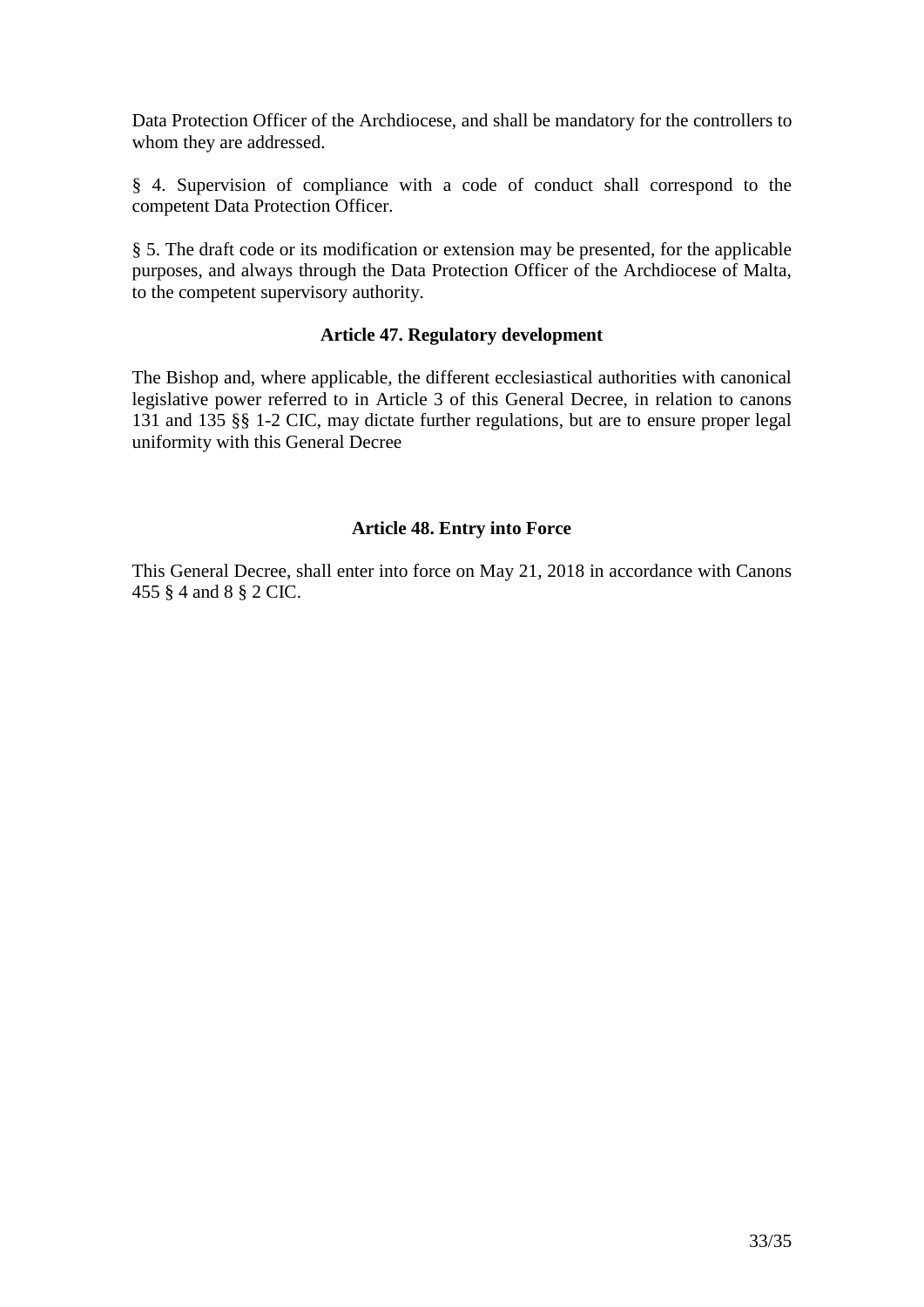Data Protection Officer of the Archdiocese, and shall be mandatory for the controllers to whom they are addressed.

§ 4. Supervision of compliance with a code of conduct shall correspond to the competent Data Protection Officer.

§ 5. The draft code or its modification or extension may be presented, for the applicable purposes, and always through the Data Protection Officer of the Archdiocese of Malta, to the competent supervisory authority.

### Article 47. Regulatory development

The Bishop and, where applicable, the different ecclesiastical authorities with canonical legislative power referred to in Article 3 of this General Decree, in relation to canons 131 and 135 §§ 1-2 CIC, may dictate further regulations, but are to ensure proper legal uniformity with this General Decree

### Article 48. Entry into Force

This General Decree, shall enter into force on May 21, 2018 in accordance with Canons 455 § 4 and 8 § 2 CIC.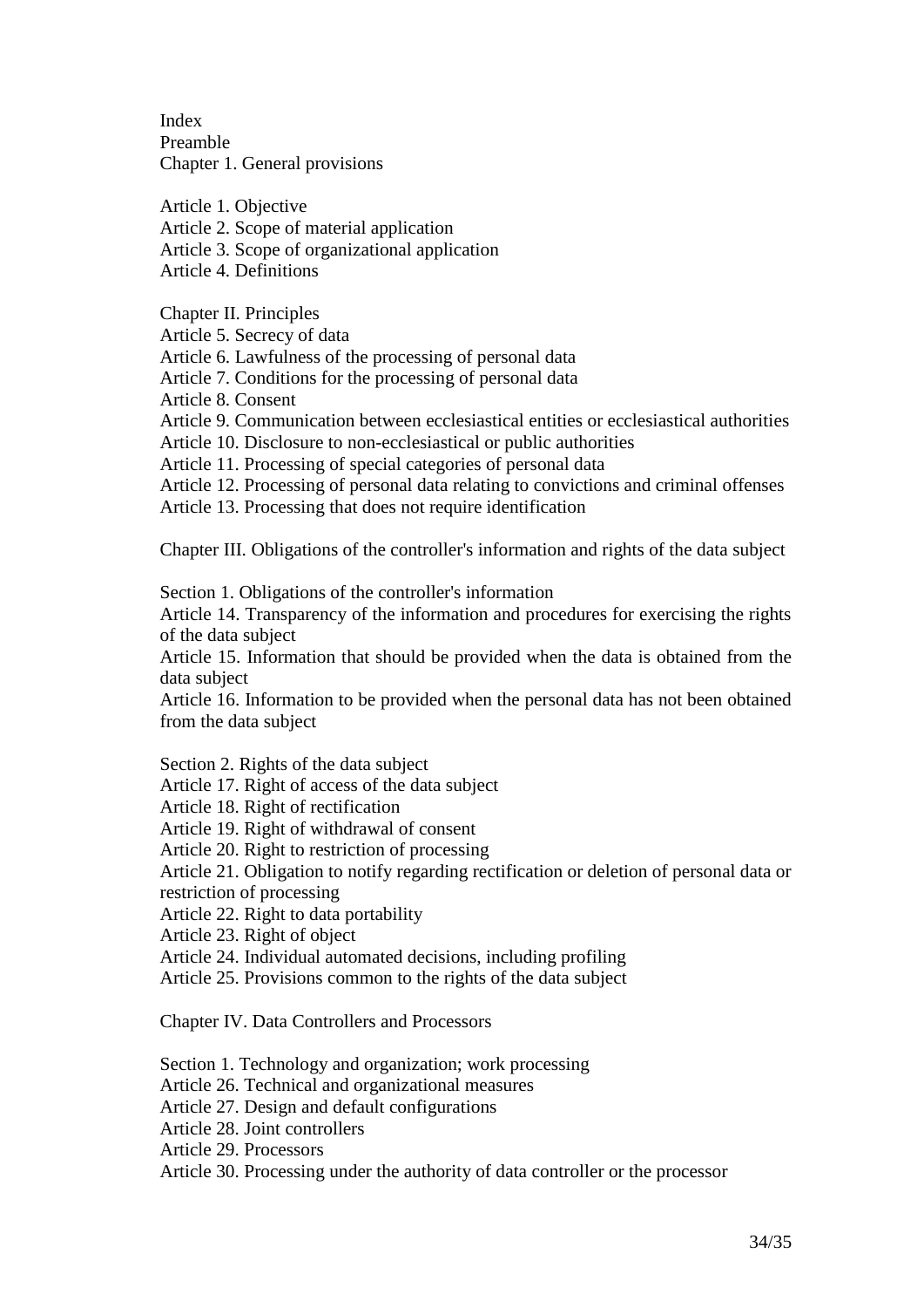Index

Preamble

Chapter 1. General provisions

Article 1. Objective
Article 2. Scope of material application
Article 3. Scope of organizational application
Article 4. Definitions

Chapter II. Principles

Article 5. Secrecy of data
Article 6. Lawfulness of the processing of personal data
Article 7. Conditions for the processing of personal data
Article 8. Consent
Article 9. Communication between ecclesiastical entities or ecclesiastical authorities
Article 10. Disclosure to non-ecclesiastical or public authorities
Article 11. Processing of special categories of personal data
Article 12. Processing of personal data relating to convictions and criminal offenses
Article 13. Processing that does not require identification

Chapter III. Obligations of the controller's information and rights of the data subject

Section 1. Obligations of the controller's information

Article 14. Transparency of the information and procedures for exercising the rights of the data subject
Article 15. Information that should be provided when the data is obtained from the data subject
Article 16. Information to be provided when the personal data has not been obtained from the data subject

Section 2. Rights of the data subject

Article 17. Right of access of the data subject
Article 18. Right of rectification
Article 19. Right of withdrawal of consent
Article 20. Right to restriction of processing
Article 21. Obligation to notify regarding rectification or deletion of personal data or restriction of processing
Article 22. Right to data portability
Article 23. Right of object
Article 24. Individual automated decisions, including profiling
Article 25. Provisions common to the rights of the data subject

Chapter IV. Data Controllers and Processors

Section 1. Technology and organization; work processing

Article 26. Technical and organizational measures
Article 27. Design and default configurations
Article 28. Joint controllers
Article 29. Processors
Article 30. Processing under the authority of data controller or the processor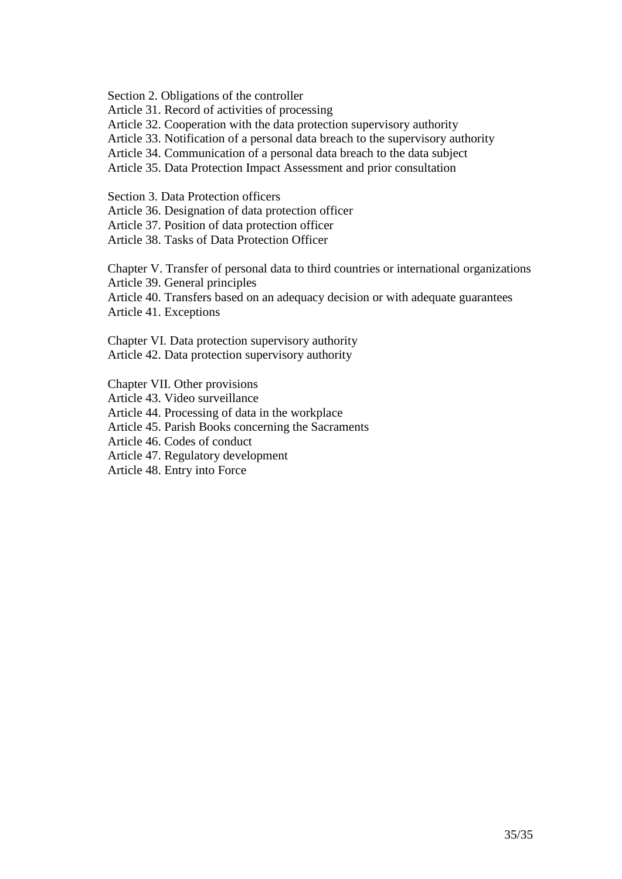Section 2. Obligations of the controller
Article 31. Record of activities of processing
Article 32. Cooperation with the data protection supervisory authority
Article 33. Notification of a personal data breach to the supervisory authority
Article 34. Communication of a personal data breach to the data subject
Article 35. Data Protection Impact Assessment and prior consultation

Section 3. Data Protection officers
Article 36. Designation of data protection officer
Article 37. Position of data protection officer
Article 38. Tasks of Data Protection Officer

Chapter V. Transfer of personal data to third countries or international organizations
Article 39. General principles
Article 40. Transfers based on an adequacy decision or with adequate guarantees
Article 41. Exceptions

Chapter VI. Data protection supervisory authority
Article 42. Data protection supervisory authority

Chapter VII. Other provisions
Article 43. Video surveillance
Article 44. Processing of data in the workplace
Article 45. Parish Books concerning the Sacraments
Article 46. Codes of conduct
Article 47. Regulatory development
Article 48. Entry into Force